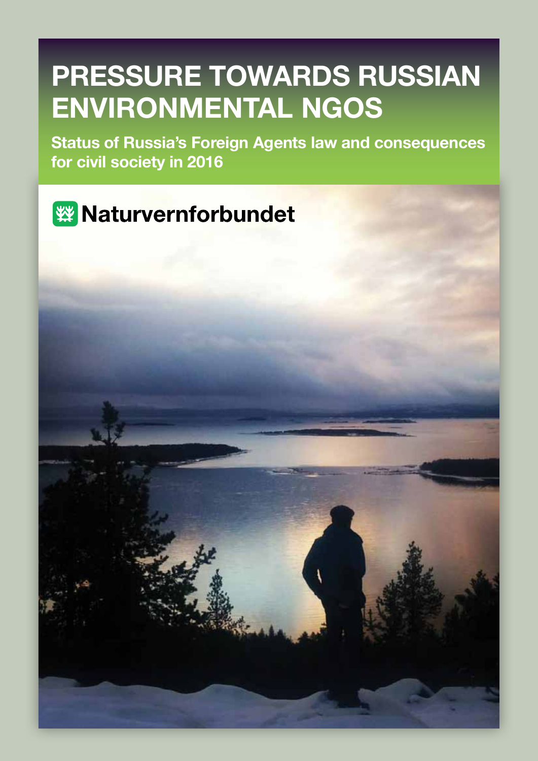# PRESSURE TOWARDS RUSSIAN ENVIRONMENTAL NGOS

## Status of Russia's Foreign Agents law and consequences for civil society in 2016

Naturvernforbundet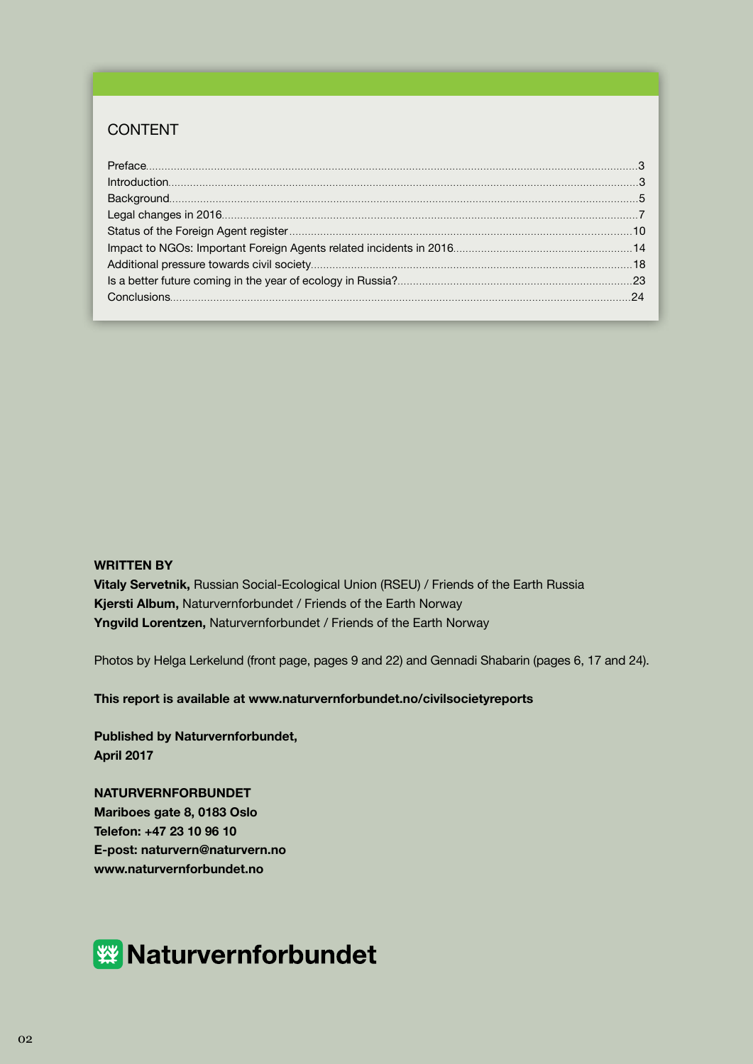## CONTENT

| | |
|---|---|
| Preface | 3 |
| Introduction | 3 |
| Background | 5 |
| Legal changes in 2016 | 7 |
| Status of the Foreign Agent register | 10 |
| Impact to NGOs: Important Foreign Agents related incidents in 2016 | 14 |
| Additional pressure towards civil society | 18 |
| Is a better future coming in the year of ecology in Russia? | 23 |
| Conclusions | 24 |

**WRITTEN BY**

**Vitaly Servetnik,** Russian Social-Ecological Union (RSEU) / Friends of the Earth Russia
**Kjersti Album,** Naturvernforbundet / Friends of the Earth Norway
**Yngvild Lorentzen,** Naturvernforbundet / Friends of the Earth Norway

Photos by Helga Lerkelund (front page, pages 9 and 22) and Gennadi Shabarin (pages 6, 17 and 24).

**This report is available at www.naturvernforbundet.no/civilsocietyreports**

**Published by Naturvernforbundet,**
**April 2017**

**NATURVERNFORBUNDET**
**Mariboes gate 8, 0183 Oslo**
**Telefon: +47 23 10 96 10**
**E-post: naturvern@naturvern.no**
**www.naturvernforbundet.no**

**Naturvernforbundet**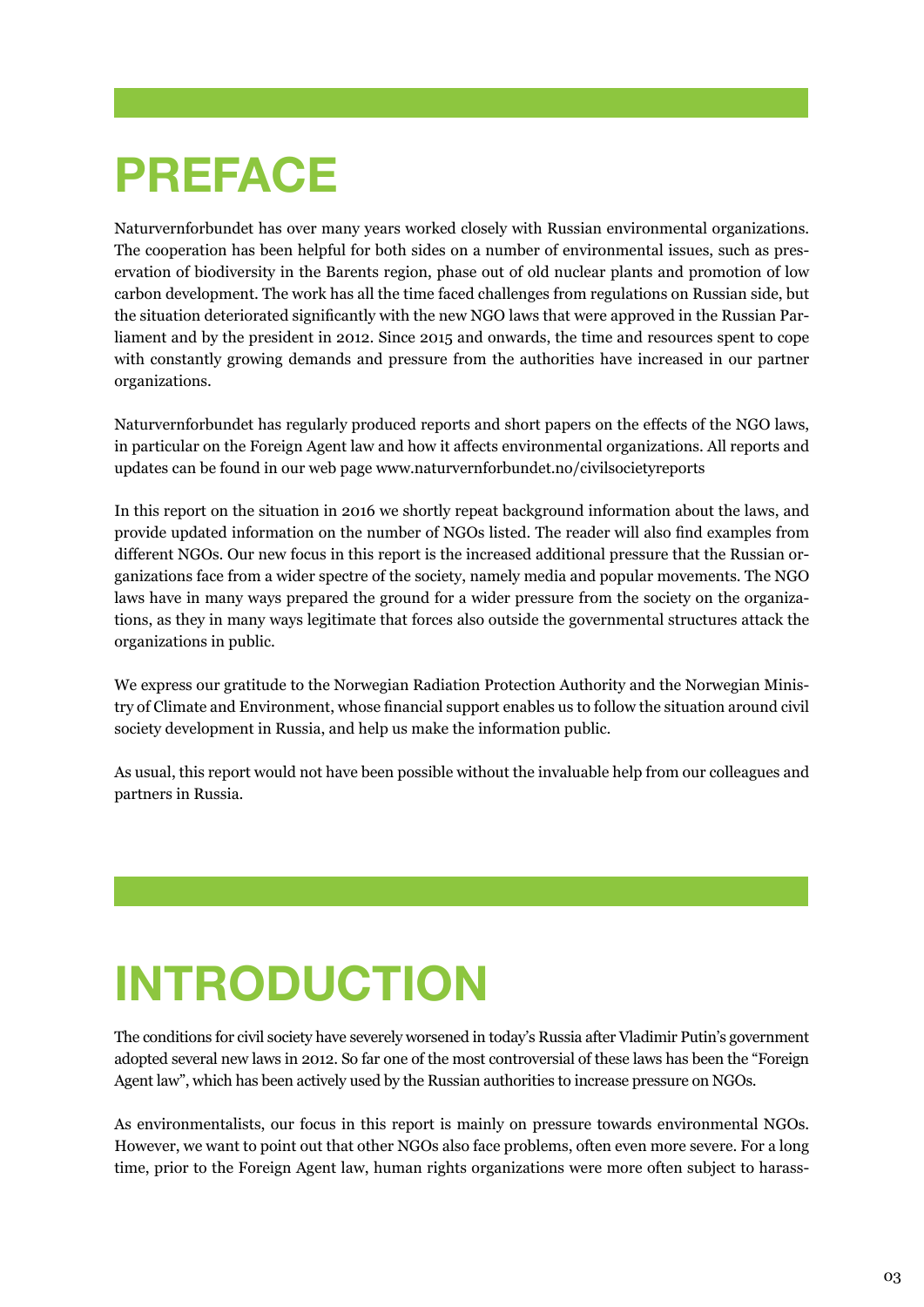# PREFACE

Naturvernforbundet has over many years worked closely with Russian environmental organizations. The cooperation has been helpful for both sides on a number of environmental issues, such as preservation of biodiversity in the Barents region, phase out of old nuclear plants and promotion of low carbon development. The work has all the time faced challenges from regulations on Russian side, but the situation deteriorated significantly with the new NGO laws that were approved in the Russian Parliament and by the president in 2012. Since 2015 and onwards, the time and resources spent to cope with constantly growing demands and pressure from the authorities have increased in our partner organizations.

Naturvernforbundet has regularly produced reports and short papers on the effects of the NGO laws, in particular on the Foreign Agent law and how it affects environmental organizations. All reports and updates can be found in our web page www.naturvernforbundet.no/civilsocietyreports

In this report on the situation in 2016 we shortly repeat background information about the laws, and provide updated information on the number of NGOs listed. The reader will also find examples from different NGOs. Our new focus in this report is the increased additional pressure that the Russian organizations face from a wider spectre of the society, namely media and popular movements. The NGO laws have in many ways prepared the ground for a wider pressure from the society on the organizations, as they in many ways legitimate that forces also outside the governmental structures attack the organizations in public.

We express our gratitude to the Norwegian Radiation Protection Authority and the Norwegian Ministry of Climate and Environment, whose financial support enables us to follow the situation around civil society development in Russia, and help us make the information public.

As usual, this report would not have been possible without the invaluable help from our colleagues and partners in Russia.

# INTRODUCTION

The conditions for civil society have severely worsened in today's Russia after Vladimir Putin's government adopted several new laws in 2012. So far one of the most controversial of these laws has been the "Foreign Agent law", which has been actively used by the Russian authorities to increase pressure on NGOs.

As environmentalists, our focus in this report is mainly on pressure towards environmental NGOs. However, we want to point out that other NGOs also face problems, often even more severe. For a long time, prior to the Foreign Agent law, human rights organizations were more often subject to harass-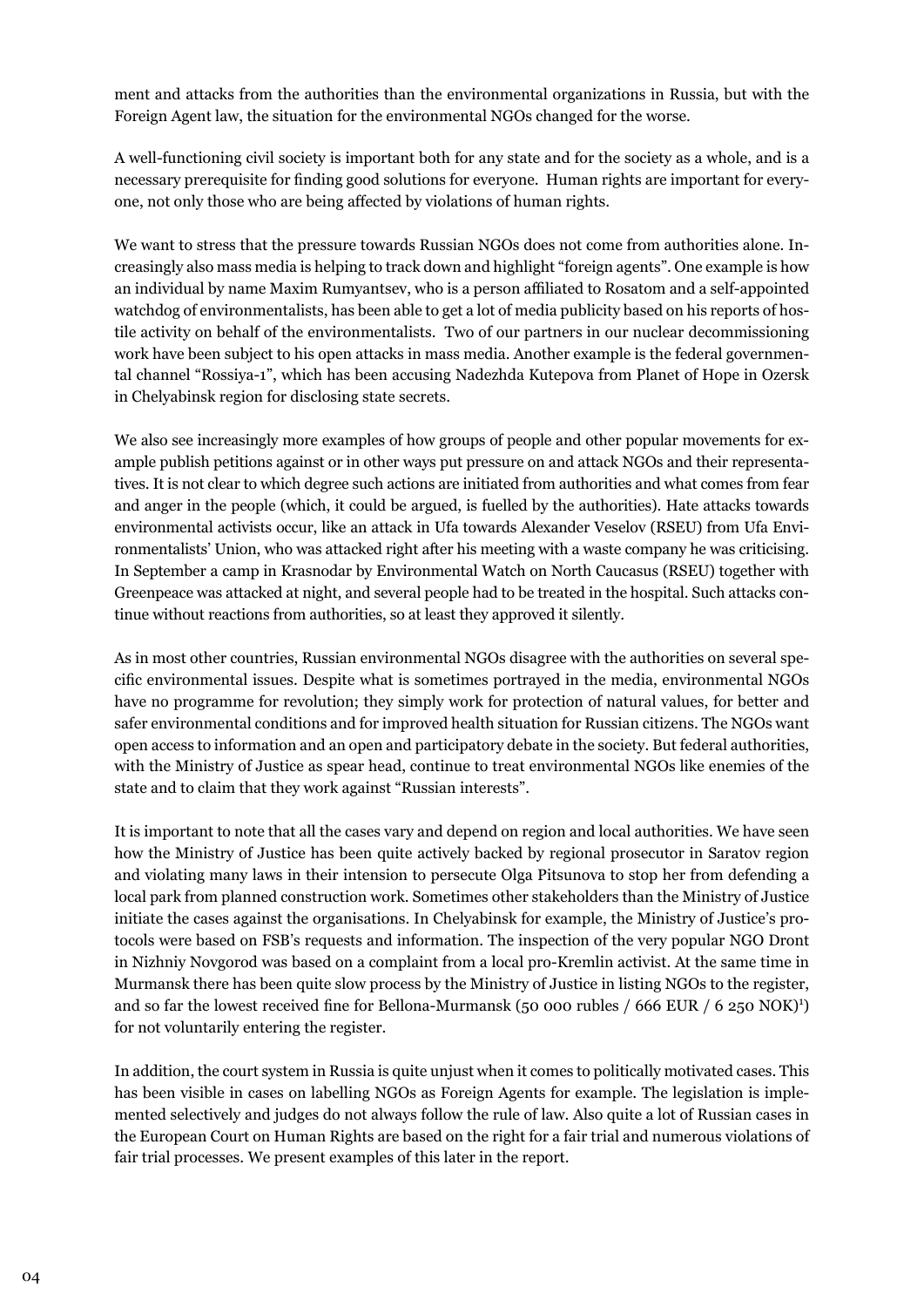ment and attacks from the authorities than the environmental organizations in Russia, but with the Foreign Agent law, the situation for the environmental NGOs changed for the worse.

A well-functioning civil society is important both for any state and for the society as a whole, and is a necessary prerequisite for finding good solutions for everyone. Human rights are important for everyone, not only those who are being affected by violations of human rights.

We want to stress that the pressure towards Russian NGOs does not come from authorities alone. Increasingly also mass media is helping to track down and highlight "foreign agents". One example is how an individual by name Maxim Rumyantsev, who is a person affiliated to Rosatom and a self-appointed watchdog of environmentalists, has been able to get a lot of media publicity based on his reports of hostile activity on behalf of the environmentalists. Two of our partners in our nuclear decommissioning work have been subject to his open attacks in mass media. Another example is the federal governmental channel "Rossiya-1", which has been accusing Nadezhda Kutepova from Planet of Hope in Ozersk in Chelyabinsk region for disclosing state secrets.

We also see increasingly more examples of how groups of people and other popular movements for example publish petitions against or in other ways put pressure on and attack NGOs and their representatives. It is not clear to which degree such actions are initiated from authorities and what comes from fear and anger in the people (which, it could be argued, is fuelled by the authorities). Hate attacks towards environmental activists occur, like an attack in Ufa towards Alexander Veselov (RSEU) from Ufa Environmentalists' Union, who was attacked right after his meeting with a waste company he was criticising. In September a camp in Krasnodar by Environmental Watch on North Caucasus (RSEU) together with Greenpeace was attacked at night, and several people had to be treated in the hospital. Such attacks continue without reactions from authorities, so at least they approved it silently.

As in most other countries, Russian environmental NGOs disagree with the authorities on several specific environmental issues. Despite what is sometimes portrayed in the media, environmental NGOs have no programme for revolution; they simply work for protection of natural values, for better and safer environmental conditions and for improved health situation for Russian citizens. The NGOs want open access to information and an open and participatory debate in the society. But federal authorities, with the Ministry of Justice as spear head, continue to treat environmental NGOs like enemies of the state and to claim that they work against "Russian interests".

It is important to note that all the cases vary and depend on region and local authorities. We have seen how the Ministry of Justice has been quite actively backed by regional prosecutor in Saratov region and violating many laws in their intension to persecute Olga Pitsunova to stop her from defending a local park from planned construction work. Sometimes other stakeholders than the Ministry of Justice initiate the cases against the organisations. In Chelyabinsk for example, the Ministry of Justice's protocols were based on FSB's requests and information. The inspection of the very popular NGO Dront in Nizhniy Novgorod was based on a complaint from a local pro-Kremlin activist. At the same time in Murmansk there has been quite slow process by the Ministry of Justice in listing NGOs to the register, and so far the lowest received fine for Bellona-Murmansk (50 000 rubles / 666 EUR / 6 250 NOK)[1]) for not voluntarily entering the register.

In addition, the court system in Russia is quite unjust when it comes to politically motivated cases. This has been visible in cases on labelling NGOs as Foreign Agents for example. The legislation is implemented selectively and judges do not always follow the rule of law. Also quite a lot of Russian cases in the European Court on Human Rights are based on the right for a fair trial and numerous violations of fair trial processes. We present examples of this later in the report.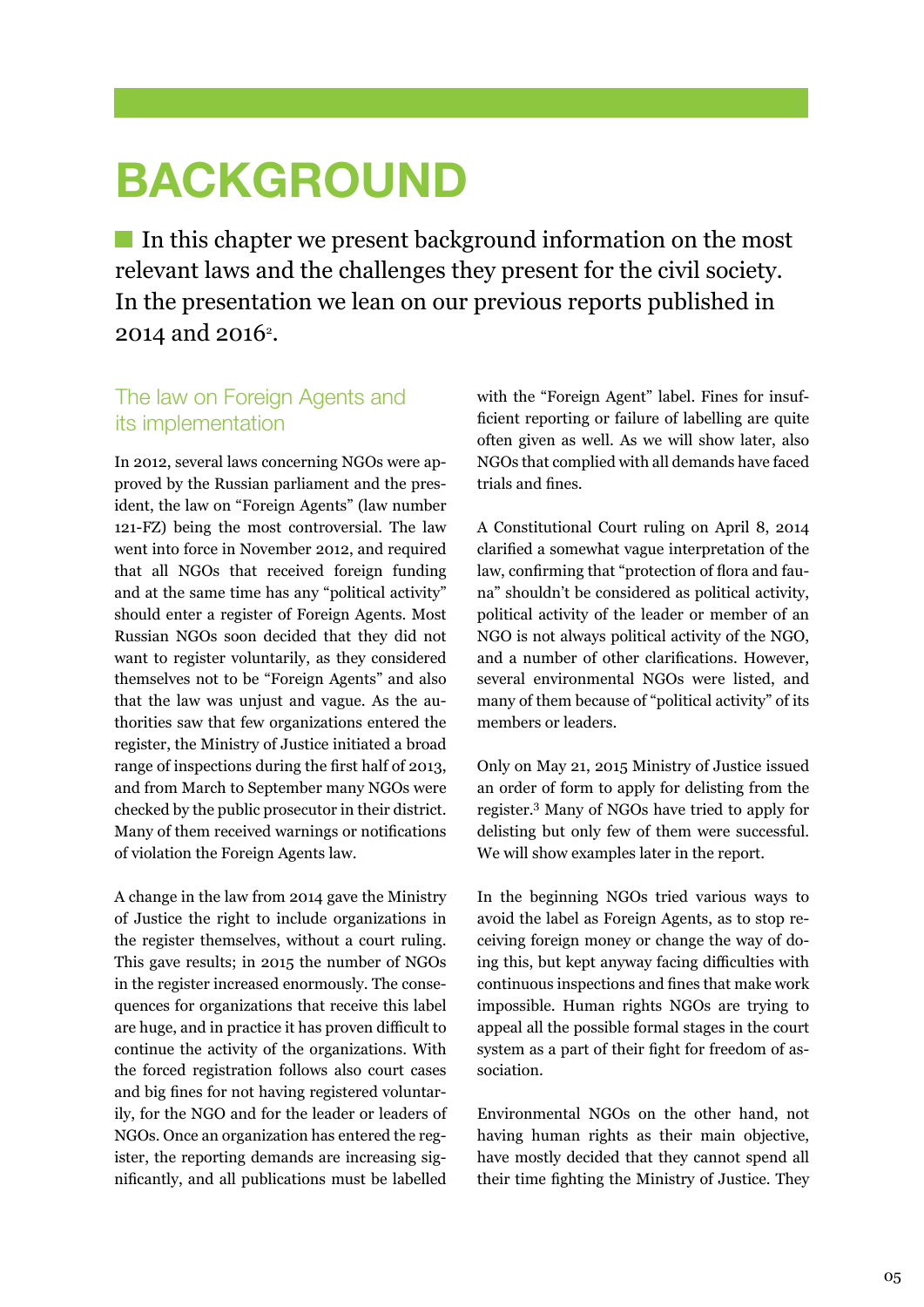# BACKGROUND

In this chapter we present background information on the most relevant laws and the challenges they present for the civil society. In the presentation we lean on our previous reports published in 2014 and 2016[2].

## The law on Foreign Agents and its implementation

In 2012, several laws concerning NGOs were approved by the Russian parliament and the president, the law on "Foreign Agents" (law number 121-FZ) being the most controversial. The law went into force in November 2012, and required that all NGOs that received foreign funding and at the same time has any "political activity" should enter a register of Foreign Agents. Most Russian NGOs soon decided that they did not want to register voluntarily, as they considered themselves not to be "Foreign Agents" and also that the law was unjust and vague. As the authorities saw that few organizations entered the register, the Ministry of Justice initiated a broad range of inspections during the first half of 2013, and from March to September many NGOs were checked by the public prosecutor in their district. Many of them received warnings or notifications of violation the Foreign Agents law.

A change in the law from 2014 gave the Ministry of Justice the right to include organizations in the register themselves, without a court ruling. This gave results; in 2015 the number of NGOs in the register increased enormously. The consequences for organizations that receive this label are huge, and in practice it has proven difficult to continue the activity of the organizations. With the forced registration follows also court cases and big fines for not having registered voluntarily, for the NGO and for the leader or leaders of NGOs. Once an organization has entered the register, the reporting demands are increasing significantly, and all publications must be labelled with the "Foreign Agent" label. Fines for insufficient reporting or failure of labelling are quite often given as well. As we will show later, also NGOs that complied with all demands have faced trials and fines.

A Constitutional Court ruling on April 8, 2014 clarified a somewhat vague interpretation of the law, confirming that "protection of flora and fauna" shouldn't be considered as political activity, political activity of the leader or member of an NGO is not always political activity of the NGO, and a number of other clarifications. However, several environmental NGOs were listed, and many of them because of "political activity" of its members or leaders.

Only on May 21, 2015 Ministry of Justice issued an order of form to apply for delisting from the register.[3] Many of NGOs have tried to apply for delisting but only few of them were successful. We will show examples later in the report.

In the beginning NGOs tried various ways to avoid the label as Foreign Agents, as to stop receiving foreign money or change the way of doing this, but kept anyway facing difficulties with continuous inspections and fines that make work impossible. Human rights NGOs are trying to appeal all the possible formal stages in the court system as a part of their fight for freedom of association.

Environmental NGOs on the other hand, not having human rights as their main objective, have mostly decided that they cannot spend all their time fighting the Ministry of Justice. They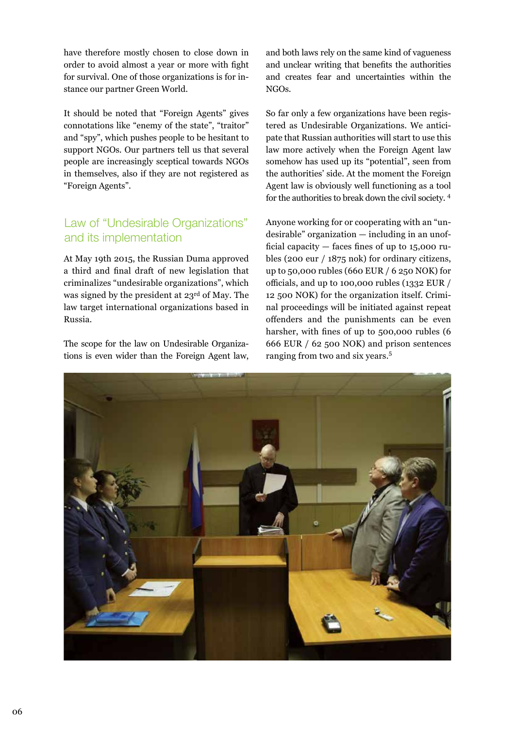have therefore mostly chosen to close down in order to avoid almost a year or more with fight for survival. One of those organizations is for instance our partner Green World.

It should be noted that "Foreign Agents" gives connotations like "enemy of the state", "traitor" and "spy", which pushes people to be hesitant to support NGOs. Our partners tell us that several people are increasingly sceptical towards NGOs in themselves, also if they are not registered as "Foreign Agents".

## Law of "Undesirable Organizations" and its implementation

At May 19th 2015, the Russian Duma approved a third and final draft of new legislation that criminalizes "undesirable organizations", which was signed by the president at 23rd of May. The law target international organizations based in Russia.

The scope for the law on Undesirable Organizations is even wider than the Foreign Agent law, and both laws rely on the same kind of vagueness and unclear writing that benefits the authorities and creates fear and uncertainties within the NGOs.

So far only a few organizations have been registered as Undesirable Organizations. We anticipate that Russian authorities will start to use this law more actively when the Foreign Agent law somehow has used up its "potential", seen from the authorities' side. At the moment the Foreign Agent law is obviously well functioning as a tool for the authorities to break down the civil society. [4]

Anyone working for or cooperating with an "undesirable" organization — including in an unofficial capacity — faces fines of up to 15,000 rubles (200 eur / 1875 nok) for ordinary citizens, up to 50,000 rubles (660 EUR / 6 250 NOK) for officials, and up to 100,000 rubles (1332 EUR / 12 500 NOK) for the organization itself. Criminal proceedings will be initiated against repeat offenders and the punishments can be even harsher, with fines of up to 500,000 rubles (6 666 EUR / 62 500 NOK) and prison sentences ranging from two and six years.[5]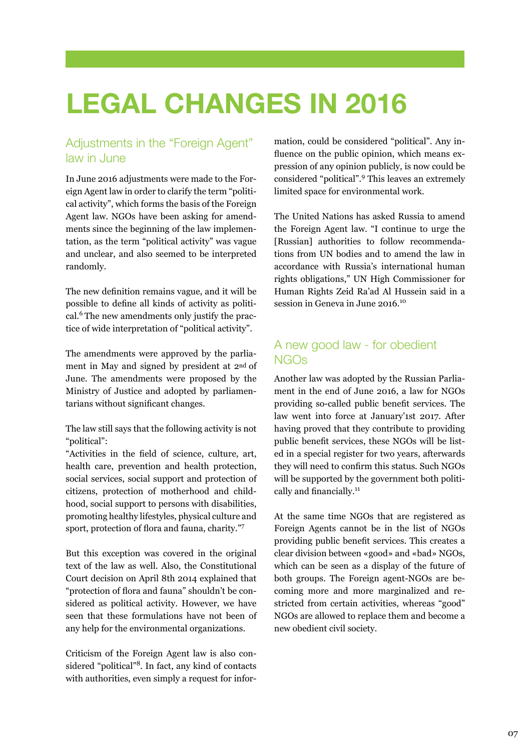# LEGAL CHANGES IN 2016

## Adjustments in the "Foreign Agent" law in June

In June 2016 adjustments were made to the Foreign Agent law in order to clarify the term "political activity", which forms the basis of the Foreign Agent law. NGOs have been asking for amendments since the beginning of the law implementation, as the term "political activity" was vague and unclear, and also seemed to be interpreted randomly.

The new definition remains vague, and it will be possible to define all kinds of activity as political.[6] The new amendments only justify the practice of wide interpretation of "political activity".

The amendments were approved by the parliament in May and signed by president at 2nd of June. The amendments were proposed by the Ministry of Justice and adopted by parliamentarians without significant changes.

The law still says that the following activity is not "political":

"Activities in the field of science, culture, art, health care, prevention and health protection, social services, social support and protection of citizens, protection of motherhood and childhood, social support to persons with disabilities, promoting healthy lifestyles, physical culture and sport, protection of flora and fauna, charity."[7]

But this exception was covered in the original text of the law as well. Also, the Constitutional Court decision on April 8th 2014 explained that "protection of flora and fauna" shouldn't be considered as political activity. However, we have seen that these formulations have not been of any help for the environmental organizations.

Criticism of the Foreign Agent law is also considered "political"[8]. In fact, any kind of contacts with authorities, even simply a request for information, could be considered "political". Any influence on the public opinion, which means expression of any opinion publicly, is now could be considered "political".[9] This leaves an extremely limited space for environmental work.

The United Nations has asked Russia to amend the Foreign Agent law. "I continue to urge the [Russian] authorities to follow recommendations from UN bodies and to amend the law in accordance with Russia's international human rights obligations," UN High Commissioner for Human Rights Zeid Ra'ad Al Hussein said in a session in Geneva in June 2016.[10]

## A new good law - for obedient NGOs

Another law was adopted by the Russian Parliament in the end of June 2016, a law for NGOs providing so-called public benefit services. The law went into force at January'1st 2017. After having proved that they contribute to providing public benefit services, these NGOs will be listed in a special register for two years, afterwards they will need to confirm this status. Such NGOs will be supported by the government both politically and financially.[11]

At the same time NGOs that are registered as Foreign Agents cannot be in the list of NGOs providing public benefit services. This creates a clear division between «good» and «bad» NGOs, which can be seen as a display of the future of both groups. The Foreign agent-NGOs are becoming more and more marginalized and restricted from certain activities, whereas "good" NGOs are allowed to replace them and become a new obedient civil society.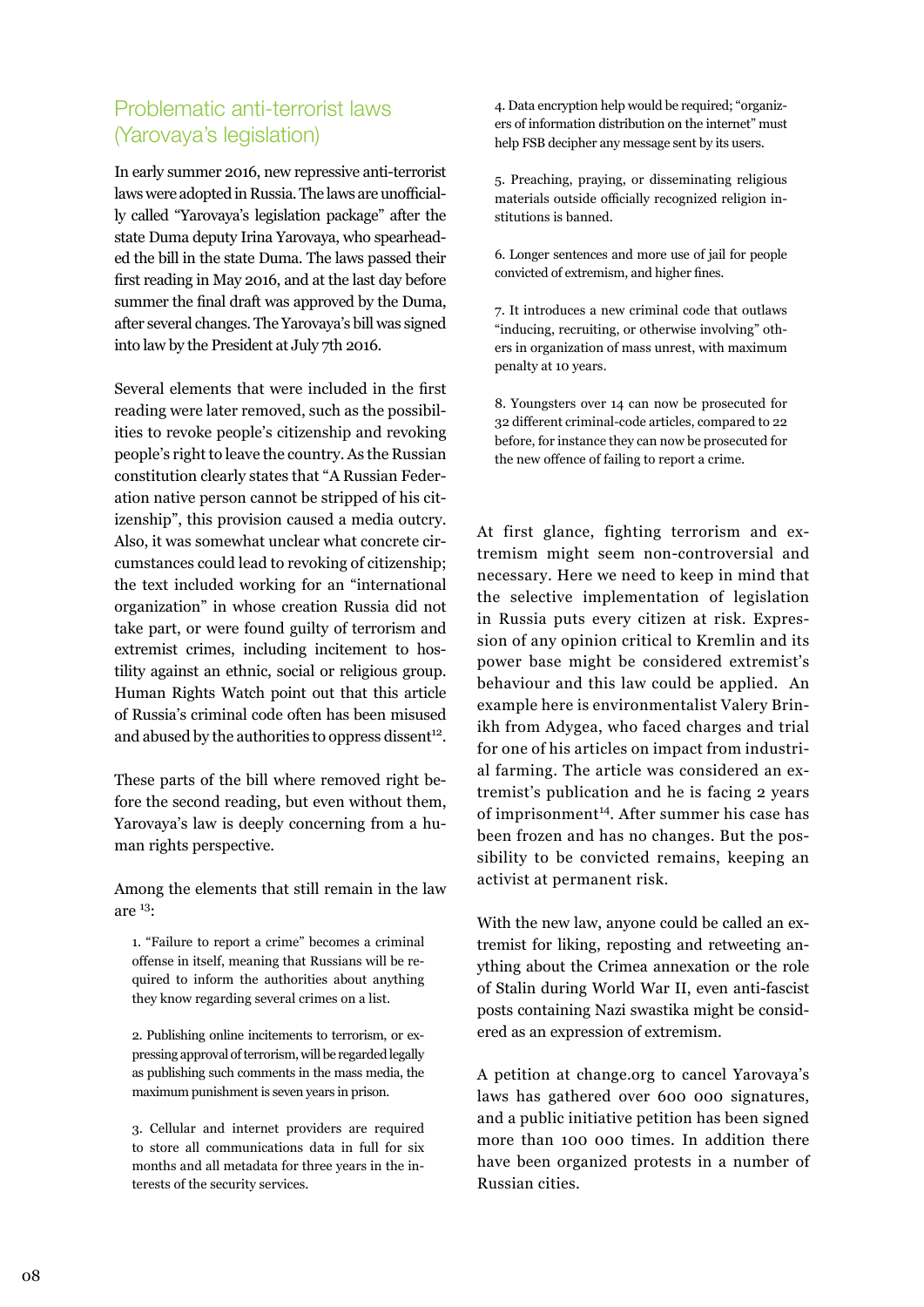## Problematic anti-terrorist laws (Yarovaya's legislation)

In early summer 2016, new repressive anti-terrorist laws were adopted in Russia. The laws are unofficially called "Yarovaya's legislation package" after the state Duma deputy Irina Yarovaya, who spearheaded the bill in the state Duma. The laws passed their first reading in May 2016, and at the last day before summer the final draft was approved by the Duma, after several changes. The Yarovaya's bill was signed into law by the President at July 7th 2016.

Several elements that were included in the first reading were later removed, such as the possibilities to revoke people's citizenship and revoking people's right to leave the country. As the Russian constitution clearly states that "A Russian Federation native person cannot be stripped of his citizenship", this provision caused a media outcry. Also, it was somewhat unclear what concrete circumstances could lead to revoking of citizenship; the text included working for an "international organization" in whose creation Russia did not take part, or were found guilty of terrorism and extremist crimes, including incitement to hostility against an ethnic, social or religious group. Human Rights Watch point out that this article of Russia's criminal code often has been misused and abused by the authorities to oppress dissent[12].

These parts of the bill where removed right before the second reading, but even without them, Yarovaya's law is deeply concerning from a human rights perspective.

Among the elements that still remain in the law are [13]:

1. "Failure to report a crime" becomes a criminal offense in itself, meaning that Russians will be required to inform the authorities about anything they know regarding several crimes on a list.

2. Publishing online incitements to terrorism, or expressing approval of terrorism, will be regarded legally as publishing such comments in the mass media, the maximum punishment is seven years in prison.

3. Cellular and internet providers are required to store all communications data in full for six months and all metadata for three years in the interests of the security services.

4. Data encryption help would be required; "organizers of information distribution on the internet" must help FSB decipher any message sent by its users.

5. Preaching, praying, or disseminating religious materials outside officially recognized religion institutions is banned.

6. Longer sentences and more use of jail for people convicted of extremism, and higher fines.

7. It introduces a new criminal code that outlaws "inducing, recruiting, or otherwise involving" others in organization of mass unrest, with maximum penalty at 10 years.

8. Youngsters over 14 can now be prosecuted for 32 different criminal-code articles, compared to 22 before, for instance they can now be prosecuted for the new offence of failing to report a crime.

At first glance, fighting terrorism and extremism might seem non-controversial and necessary. Here we need to keep in mind that the selective implementation of legislation in Russia puts every citizen at risk. Expression of any opinion critical to Kremlin and its power base might be considered extremist's behaviour and this law could be applied. An example here is environmentalist Valery Brinikh from Adygea, who faced charges and trial for one of his articles on impact from industrial farming. The article was considered an extremist's publication and he is facing 2 years of imprisonment[14]. After summer his case has been frozen and has no changes. But the possibility to be convicted remains, keeping an activist at permanent risk.

With the new law, anyone could be called an extremist for liking, reposting and retweeting anything about the Crimea annexation or the role of Stalin during World War II, even anti-fascist posts containing Nazi swastika might be considered as an expression of extremism.

A petition at change.org to cancel Yarovaya's laws has gathered over 600 000 signatures, and a public initiative petition has been signed more than 100 000 times. In addition there have been organized protests in a number of Russian cities.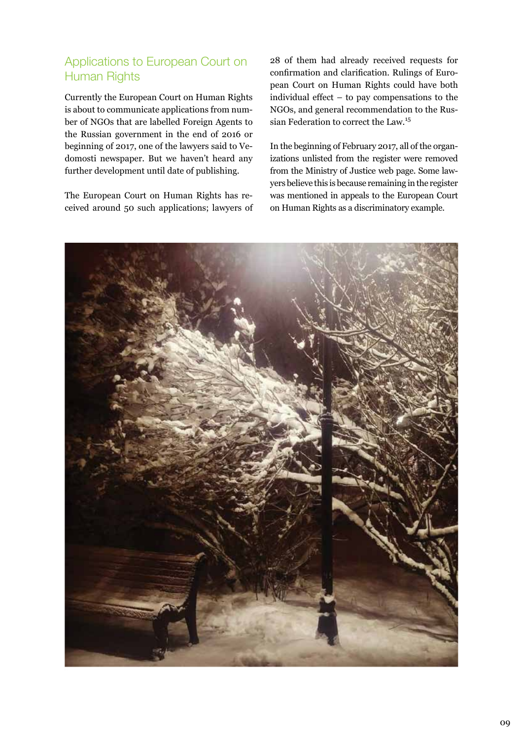## Applications to European Court on Human Rights

Currently the European Court on Human Rights is about to communicate applications from number of NGOs that are labelled Foreign Agents to the Russian government in the end of 2016 or beginning of 2017, one of the lawyers said to Vedomosti newspaper. But we haven't heard any further development until date of publishing.

The European Court on Human Rights has received around 50 such applications; lawyers of 28 of them had already received requests for confirmation and clarification. Rulings of European Court on Human Rights could have both individual effect – to pay compensations to the NGOs, and general recommendation to the Russian Federation to correct the Law.[15]

In the beginning of February 2017, all of the organizations unlisted from the register were removed from the Ministry of Justice web page. Some lawyers believe this is because remaining in the register was mentioned in appeals to the European Court on Human Rights as a discriminatory example.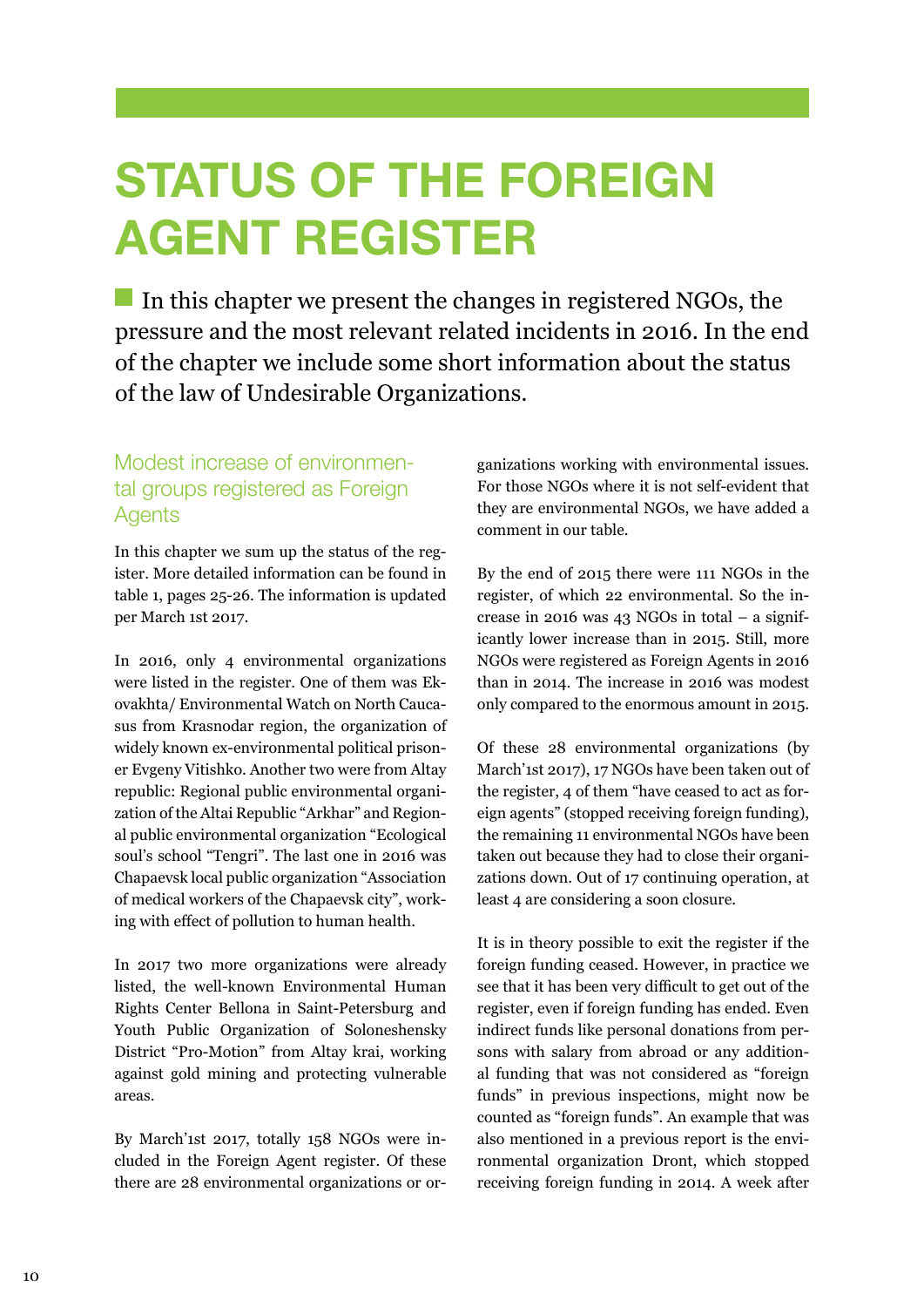# STATUS OF THE FOREIGN AGENT REGISTER

In this chapter we present the changes in registered NGOs, the pressure and the most relevant related incidents in 2016. In the end of the chapter we include some short information about the status of the law of Undesirable Organizations.

## Modest increase of environmental groups registered as Foreign Agents

In this chapter we sum up the status of the register. More detailed information can be found in table 1, pages 25-26. The information is updated per March 1st 2017.

In 2016, only 4 environmental organizations were listed in the register. One of them was Ekovakhta/ Environmental Watch on North Caucasus from Krasnodar region, the organization of widely known ex-environmental political prisoner Evgeny Vitishko. Another two were from Altay republic: Regional public environmental organization of the Altai Republic "Arkhar" and Regional public environmental organization "Ecological soul's school "Tengri". The last one in 2016 was Chapaevsk local public organization "Association of medical workers of the Chapaevsk city", working with effect of pollution to human health.

In 2017 two more organizations were already listed, the well-known Environmental Human Rights Center Bellona in Saint-Petersburg and Youth Public Organization of Soloneshensky District "Pro-Motion" from Altay krai, working against gold mining and protecting vulnerable areas.

By March'1st 2017, totally 158 NGOs were included in the Foreign Agent register. Of these there are 28 environmental organizations or organizations working with environmental issues. For those NGOs where it is not self-evident that they are environmental NGOs, we have added a comment in our table.

By the end of 2015 there were 111 NGOs in the register, of which 22 environmental. So the increase in 2016 was 43 NGOs in total – a significantly lower increase than in 2015. Still, more NGOs were registered as Foreign Agents in 2016 than in 2014. The increase in 2016 was modest only compared to the enormous amount in 2015.

Of these 28 environmental organizations (by March'1st 2017), 17 NGOs have been taken out of the register, 4 of them "have ceased to act as foreign agents" (stopped receiving foreign funding), the remaining 11 environmental NGOs have been taken out because they had to close their organizations down. Out of 17 continuing operation, at least 4 are considering a soon closure.

It is in theory possible to exit the register if the foreign funding ceased. However, in practice we see that it has been very difficult to get out of the register, even if foreign funding has ended. Even indirect funds like personal donations from persons with salary from abroad or any additional funding that was not considered as "foreign funds" in previous inspections, might now be counted as "foreign funds". An example that was also mentioned in a previous report is the environmental organization Dront, which stopped receiving foreign funding in 2014. A week after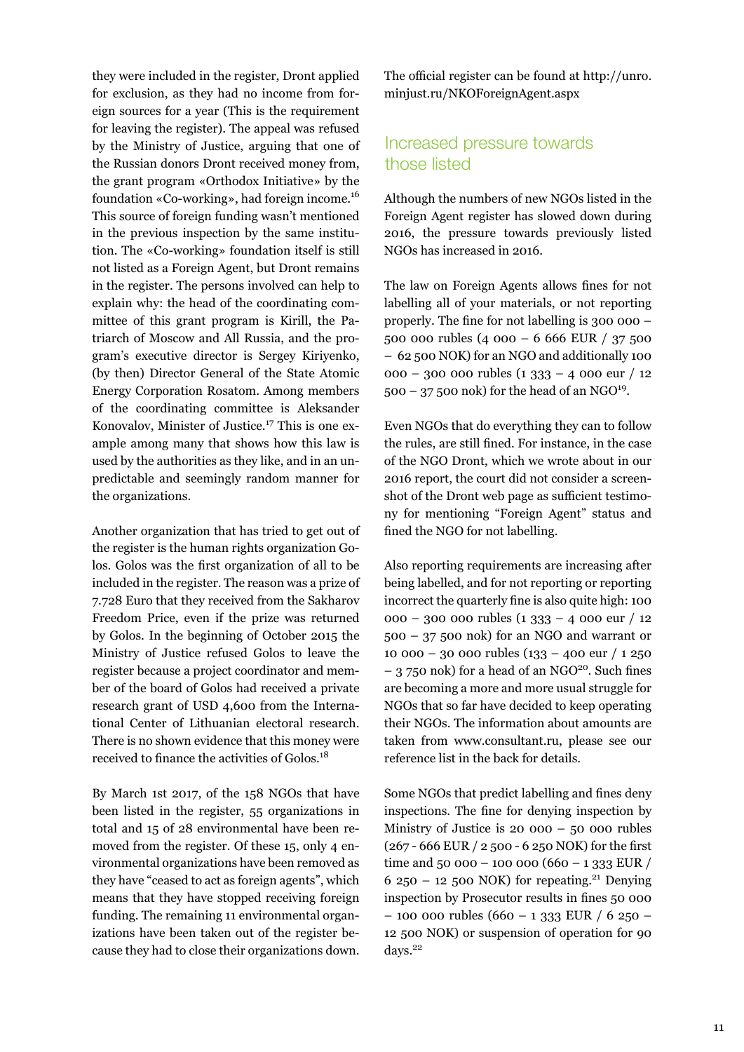they were included in the register, Dront applied for exclusion, as they had no income from foreign sources for a year (This is the requirement for leaving the register). The appeal was refused by the Ministry of Justice, arguing that one of the Russian donors Dront received money from, the grant program «Orthodox Initiative» by the foundation «Co-working», had foreign income.[16] This source of foreign funding wasn't mentioned in the previous inspection by the same institution. The «Co-working» foundation itself is still not listed as a Foreign Agent, but Dront remains in the register. The persons involved can help to explain why: the head of the coordinating committee of this grant program is Kirill, the Patriarch of Moscow and All Russia, and the program's executive director is Sergey Kiriyenko, (by then) Director General of the State Atomic Energy Corporation Rosatom. Among members of the coordinating committee is Aleksander Konovalov, Minister of Justice.[17] This is one example among many that shows how this law is used by the authorities as they like, and in an unpredictable and seemingly random manner for the organizations.

Another organization that has tried to get out of the register is the human rights organization Golos. Golos was the first organization of all to be included in the register. The reason was a prize of 7.728 Euro that they received from the Sakharov Freedom Price, even if the prize was returned by Golos. In the beginning of October 2015 the Ministry of Justice refused Golos to leave the register because a project coordinator and member of the board of Golos had received a private research grant of USD 4,600 from the International Center of Lithuanian electoral research. There is no shown evidence that this money were received to finance the activities of Golos.[18]

By March 1st 2017, of the 158 NGOs that have been listed in the register, 55 organizations in total and 15 of 28 environmental have been removed from the register. Of these 15, only 4 environmental organizations have been removed as they have "ceased to act as foreign agents", which means that they have stopped receiving foreign funding. The remaining 11 environmental organizations have been taken out of the register because they had to close their organizations down.

The official register can be found at http://unro.minjust.ru/NKOForeignAgent.aspx

## Increased pressure towards those listed

Although the numbers of new NGOs listed in the Foreign Agent register has slowed down during 2016, the pressure towards previously listed NGOs has increased in 2016.

The law on Foreign Agents allows fines for not labelling all of your materials, or not reporting properly. The fine for not labelling is 300 000 – 500 000 rubles (4 000 – 6 666 EUR / 37 500 – 62 500 NOK) for an NGO and additionally 100 000 – 300 000 rubles (1 333 – 4 000 eur / 12 500 – 37 500 nok) for the head of an NGO[19].

Even NGOs that do everything they can to follow the rules, are still fined. For instance, in the case of the NGO Dront, which we wrote about in our 2016 report, the court did not consider a screenshot of the Dront web page as sufficient testimony for mentioning "Foreign Agent" status and fined the NGO for not labelling.

Also reporting requirements are increasing after being labelled, and for not reporting or reporting incorrect the quarterly fine is also quite high: 100 000 – 300 000 rubles (1 333 – 4 000 eur / 12 500 – 37 500 nok) for an NGO and warrant or 10 000 – 30 000 rubles (133 – 400 eur / 1 250 – 3 750 nok) for a head of an NGO[20]. Such fines are becoming a more and more usual struggle for NGOs that so far have decided to keep operating their NGOs. The information about amounts are taken from www.consultant.ru, please see our reference list in the back for details.

Some NGOs that predict labelling and fines deny inspections. The fine for denying inspection by Ministry of Justice is 20 000 – 50 000 rubles (267 - 666 EUR / 2 500 - 6 250 NOK) for the first time and 50 000 – 100 000 (660 – 1 333 EUR / 6 250 – 12 500 NOK) for repeating.[21] Denying inspection by Prosecutor results in fines 50 000 – 100 000 rubles (660 – 1 333 EUR / 6 250 – 12 500 NOK) or suspension of operation for 90 days.[22]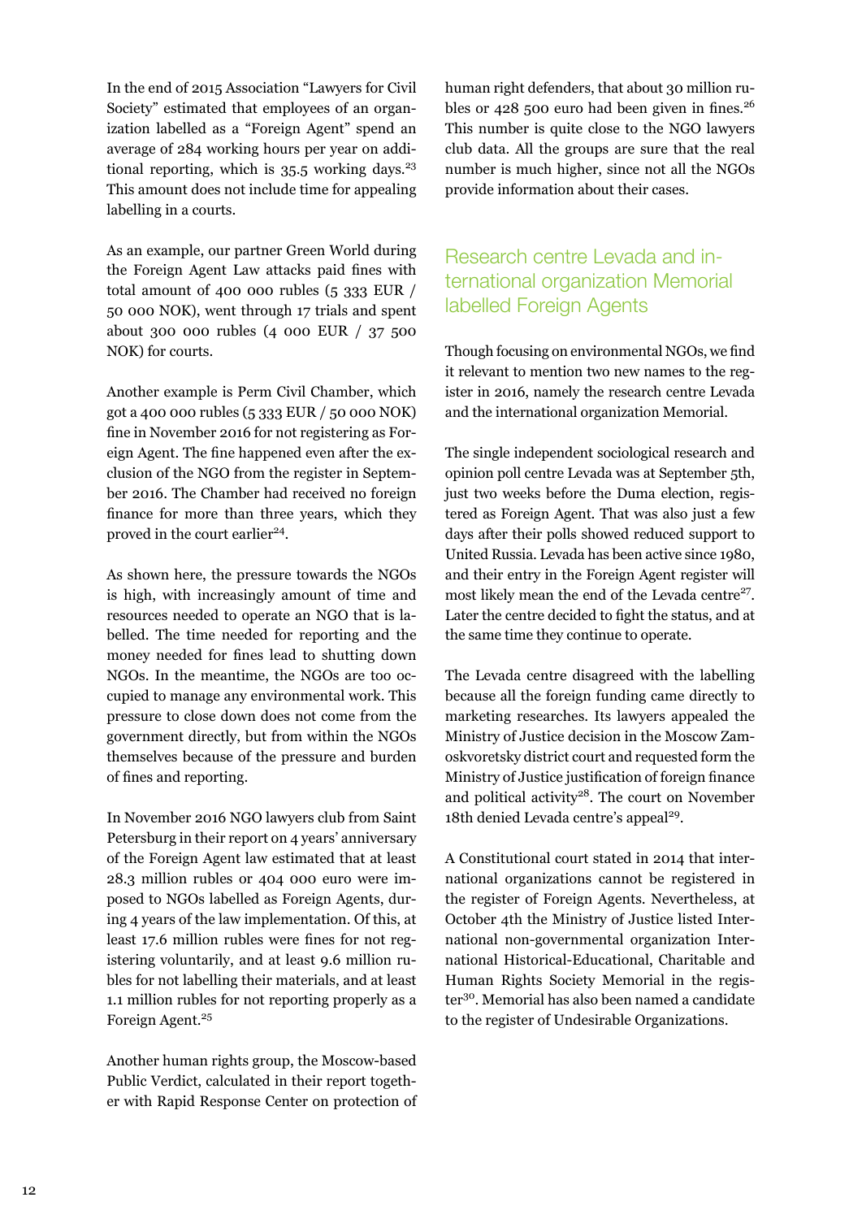In the end of 2015 Association "Lawyers for Civil Society" estimated that employees of an organization labelled as a "Foreign Agent" spend an average of 284 working hours per year on additional reporting, which is 35.5 working days.[23] This amount does not include time for appealing labelling in a courts.

As an example, our partner Green World during the Foreign Agent Law attacks paid fines with total amount of 400 000 rubles (5 333 EUR / 50 000 NOK), went through 17 trials and spent about 300 000 rubles (4 000 EUR / 37 500 NOK) for courts.

Another example is Perm Civil Chamber, which got a 400 000 rubles (5 333 EUR / 50 000 NOK) fine in November 2016 for not registering as Foreign Agent. The fine happened even after the exclusion of the NGO from the register in September 2016. The Chamber had received no foreign finance for more than three years, which they proved in the court earlier[24].

As shown here, the pressure towards the NGOs is high, with increasingly amount of time and resources needed to operate an NGO that is labelled. The time needed for reporting and the money needed for fines lead to shutting down NGOs. In the meantime, the NGOs are too occupied to manage any environmental work. This pressure to close down does not come from the government directly, but from within the NGOs themselves because of the pressure and burden of fines and reporting.

In November 2016 NGO lawyers club from Saint Petersburg in their report on 4 years' anniversary of the Foreign Agent law estimated that at least 28.3 million rubles or 404 000 euro were imposed to NGOs labelled as Foreign Agents, during 4 years of the law implementation. Of this, at least 17.6 million rubles were fines for not registering voluntarily, and at least 9.6 million rubles for not labelling their materials, and at least 1.1 million rubles for not reporting properly as a Foreign Agent.[25]

Another human rights group, the Moscow-based Public Verdict, calculated in their report together with Rapid Response Center on protection of human right defenders, that about 30 million rubles or 428 500 euro had been given in fines.[26] This number is quite close to the NGO lawyers club data. All the groups are sure that the real number is much higher, since not all the NGOs provide information about their cases.

## Research centre Levada and international organization Memorial labelled Foreign Agents

Though focusing on environmental NGOs, we find it relevant to mention two new names to the register in 2016, namely the research centre Levada and the international organization Memorial.

The single independent sociological research and opinion poll centre Levada was at September 5th, just two weeks before the Duma election, registered as Foreign Agent. That was also just a few days after their polls showed reduced support to United Russia. Levada has been active since 1980, and their entry in the Foreign Agent register will most likely mean the end of the Levada centre[27]. Later the centre decided to fight the status, and at the same time they continue to operate.

The Levada centre disagreed with the labelling because all the foreign funding came directly to marketing researches. Its lawyers appealed the Ministry of Justice decision in the Moscow Zamoskvoretsky district court and requested form the Ministry of Justice justification of foreign finance and political activity[28]. The court on November 18th denied Levada centre's appeal[29].

A Constitutional court stated in 2014 that international organizations cannot be registered in the register of Foreign Agents. Nevertheless, at October 4th the Ministry of Justice listed International non-governmental organization International Historical-Educational, Charitable and Human Rights Society Memorial in the register[30]. Memorial has also been named a candidate to the register of Undesirable Organizations.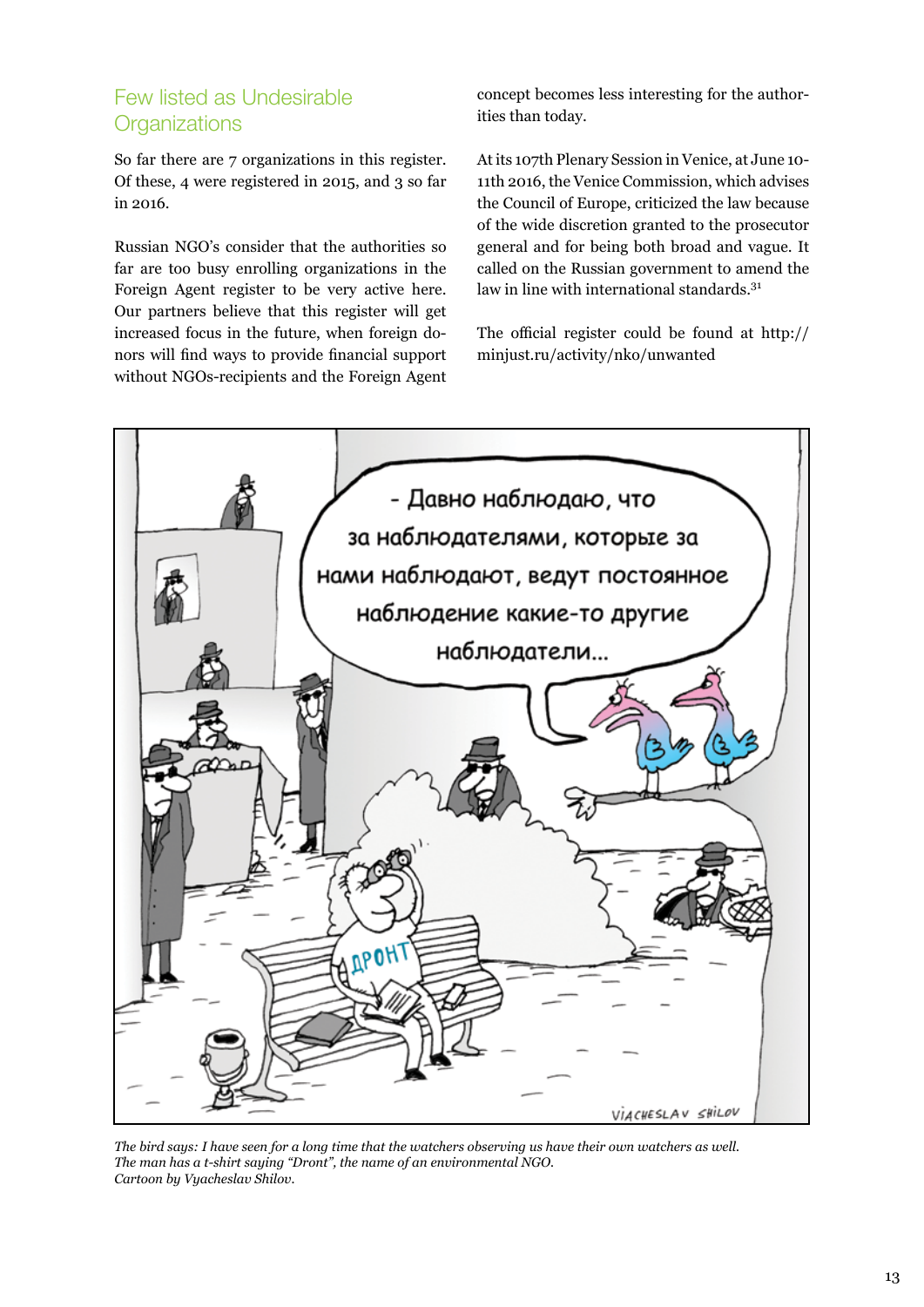## Few listed as Undesirable Organizations

So far there are 7 organizations in this register. Of these, 4 were registered in 2015, and 3 so far in 2016.

Russian NGO's consider that the authorities so far are too busy enrolling organizations in the Foreign Agent register to be very active here. Our partners believe that this register will get increased focus in the future, when foreign donors will find ways to provide financial support without NGOs-recipients and the Foreign Agent concept becomes less interesting for the authorities than today.

At its 107th Plenary Session in Venice, at June 10-11th 2016, the Venice Commission, which advises the Council of Europe, criticized the law because of the wide discretion granted to the prosecutor general and for being both broad and vague. It called on the Russian government to amend the law in line with international standards.[31]

The official register could be found at http://minjust.ru/activity/nko/unwanted

*The bird says: I have seen for a long time that the watchers observing us have their own watchers as well.*
*The man has a t-shirt saying "Dront", the name of an environmental NGO.*
*Cartoon by Vyacheslav Shilov.*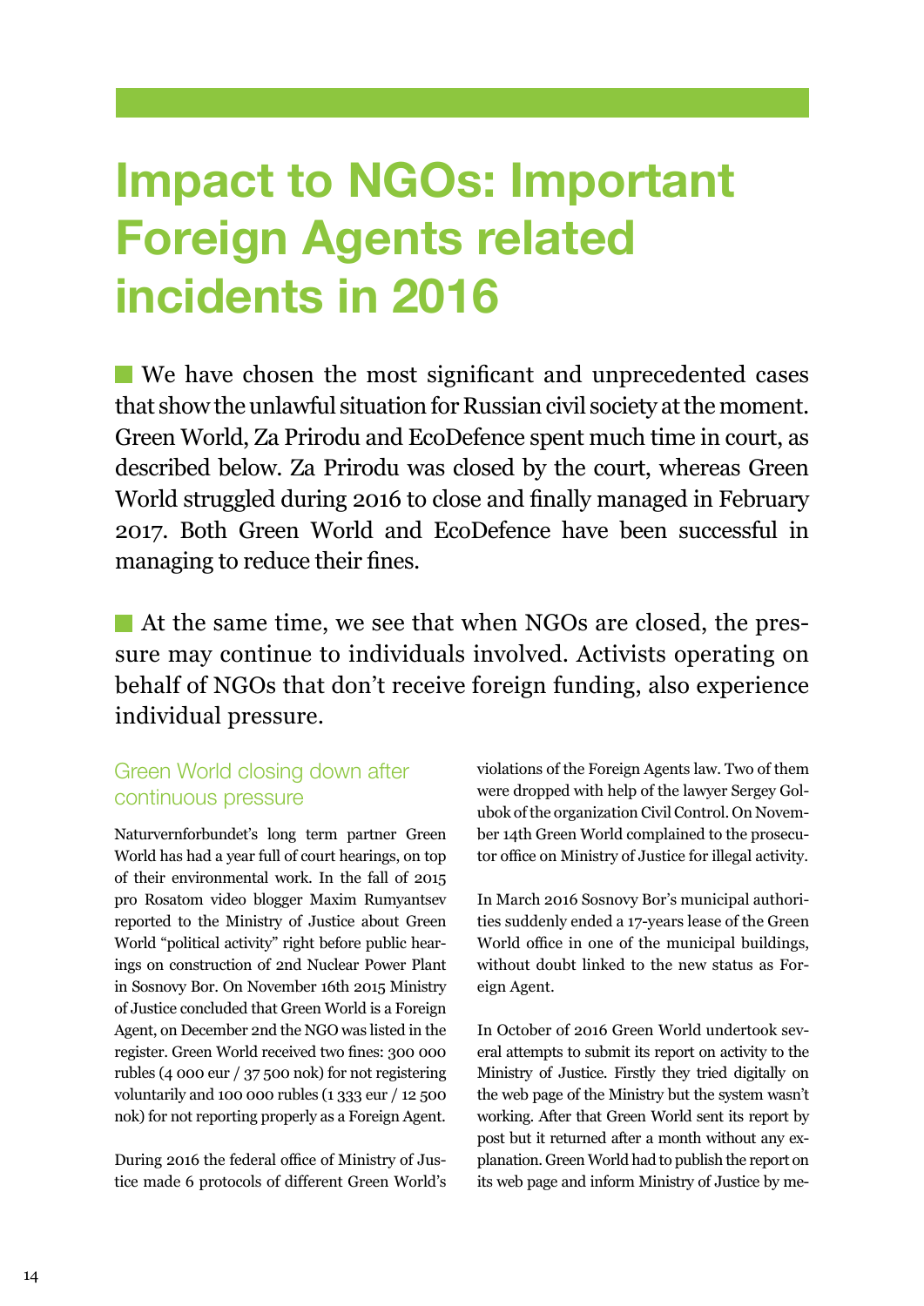# Impact to NGOs: Important Foreign Agents related incidents in 2016

We have chosen the most significant and unprecedented cases that show the unlawful situation for Russian civil society at the moment. Green World, Za Prirodu and EcoDefence spent much time in court, as described below. Za Prirodu was closed by the court, whereas Green World struggled during 2016 to close and finally managed in February 2017. Both Green World and EcoDefence have been successful in managing to reduce their fines.

At the same time, we see that when NGOs are closed, the pressure may continue to individuals involved. Activists operating on behalf of NGOs that don't receive foreign funding, also experience individual pressure.

## Green World closing down after continuous pressure

Naturvernforbundet's long term partner Green World has had a year full of court hearings, on top of their environmental work. In the fall of 2015 pro Rosatom video blogger Maxim Rumyantsev reported to the Ministry of Justice about Green World "political activity" right before public hearings on construction of 2nd Nuclear Power Plant in Sosnovy Bor. On November 16th 2015 Ministry of Justice concluded that Green World is a Foreign Agent, on December 2nd the NGO was listed in the register. Green World received two fines: 300 000 rubles (4 000 eur / 37 500 nok) for not registering voluntarily and 100 000 rubles (1 333 eur / 12 500 nok) for not reporting properly as a Foreign Agent.

During 2016 the federal office of Ministry of Justice made 6 protocols of different Green World's violations of the Foreign Agents law. Two of them were dropped with help of the lawyer Sergey Golubok of the organization Civil Control. On November 14th Green World complained to the prosecutor office on Ministry of Justice for illegal activity.

In March 2016 Sosnovy Bor's municipal authorities suddenly ended a 17-years lease of the Green World office in one of the municipal buildings, without doubt linked to the new status as Foreign Agent.

In October of 2016 Green World undertook several attempts to submit its report on activity to the Ministry of Justice. Firstly they tried digitally on the web page of the Ministry but the system wasn't working. After that Green World sent its report by post but it returned after a month without any explanation. Green World had to publish the report on its web page and inform Ministry of Justice by me-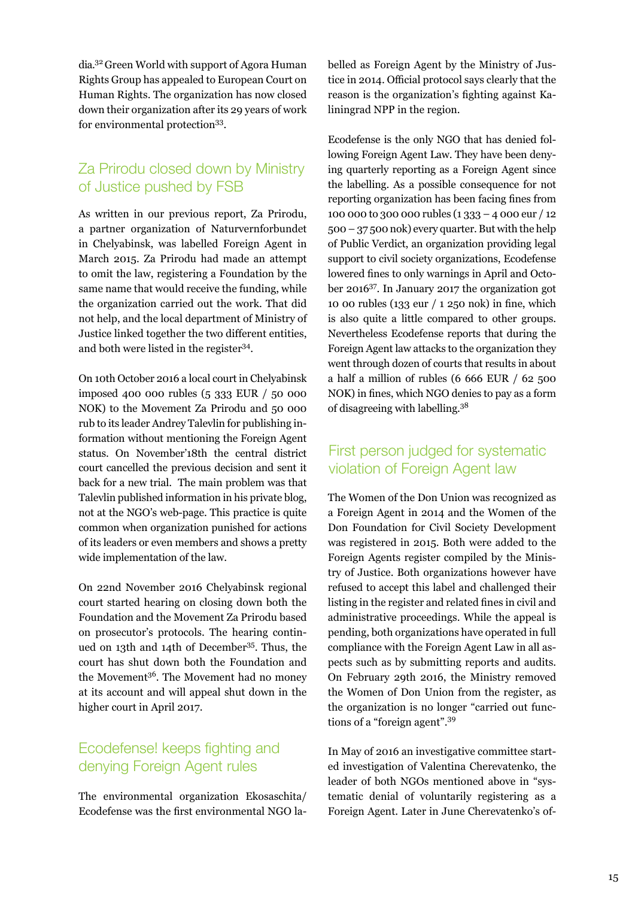dia.[32] Green World with support of Agora Human Rights Group has appealed to European Court on Human Rights. The organization has now closed down their organization after its 29 years of work for environmental protection[33].

## Za Prirodu closed down by Ministry of Justice pushed by FSB

As written in our previous report, Za Prirodu, a partner organization of Naturvernforbundet in Chelyabinsk, was labelled Foreign Agent in March 2015. Za Prirodu had made an attempt to omit the law, registering a Foundation by the same name that would receive the funding, while the organization carried out the work. That did not help, and the local department of Ministry of Justice linked together the two different entities, and both were listed in the register[34].

On 10th October 2016 a local court in Chelyabinsk imposed 400 000 rubles (5 333 EUR / 50 000 NOK) to the Movement Za Prirodu and 50 000 rub to its leader Andrey Talevlin for publishing information without mentioning the Foreign Agent status. On November'18th the central district court cancelled the previous decision and sent it back for a new trial. The main problem was that Talevlin published information in his private blog, not at the NGO's web-page. This practice is quite common when organization punished for actions of its leaders or even members and shows a pretty wide implementation of the law.

On 22nd November 2016 Chelyabinsk regional court started hearing on closing down both the Foundation and the Movement Za Prirodu based on prosecutor's protocols. The hearing continued on 13th and 14th of December[35]. Thus, the court has shut down both the Foundation and the Movement[36]. The Movement had no money at its account and will appeal shut down in the higher court in April 2017.

## Ecodefense! keeps fighting and denying Foreign Agent rules

The environmental organization Ekosaschita/ Ecodefense was the first environmental NGO labelled as Foreign Agent by the Ministry of Justice in 2014. Official protocol says clearly that the reason is the organization's fighting against Kaliningrad NPP in the region.

Ecodefense is the only NGO that has denied following Foreign Agent Law. They have been denying quarterly reporting as a Foreign Agent since the labelling. As a possible consequence for not reporting organization has been facing fines from 100 000 to 300 000 rubles (1 333 – 4 000 eur / 12 500 – 37 500 nok) every quarter. But with the help of Public Verdict, an organization providing legal support to civil society organizations, Ecodefense lowered fines to only warnings in April and October 2016[37]. In January 2017 the organization got 10 00 rubles (133 eur / 1 250 nok) in fine, which is also quite a little compared to other groups. Nevertheless Ecodefense reports that during the Foreign Agent law attacks to the organization they went through dozen of courts that results in about a half a million of rubles (6 666 EUR / 62 500 NOK) in fines, which NGO denies to pay as a form of disagreeing with labelling.[38]

## First person judged for systematic violation of Foreign Agent law

The Women of the Don Union was recognized as a Foreign Agent in 2014 and the Women of the Don Foundation for Civil Society Development was registered in 2015. Both were added to the Foreign Agents register compiled by the Ministry of Justice. Both organizations however have refused to accept this label and challenged their listing in the register and related fines in civil and administrative proceedings. While the appeal is pending, both organizations have operated in full compliance with the Foreign Agent Law in all aspects such as by submitting reports and audits. On February 29th 2016, the Ministry removed the Women of Don Union from the register, as the organization is no longer "carried out functions of a "foreign agent".[39]

In May of 2016 an investigative committee started investigation of Valentina Cherevatenko, the leader of both NGOs mentioned above in "systematic denial of voluntarily registering as a Foreign Agent. Later in June Cherevatenko's of-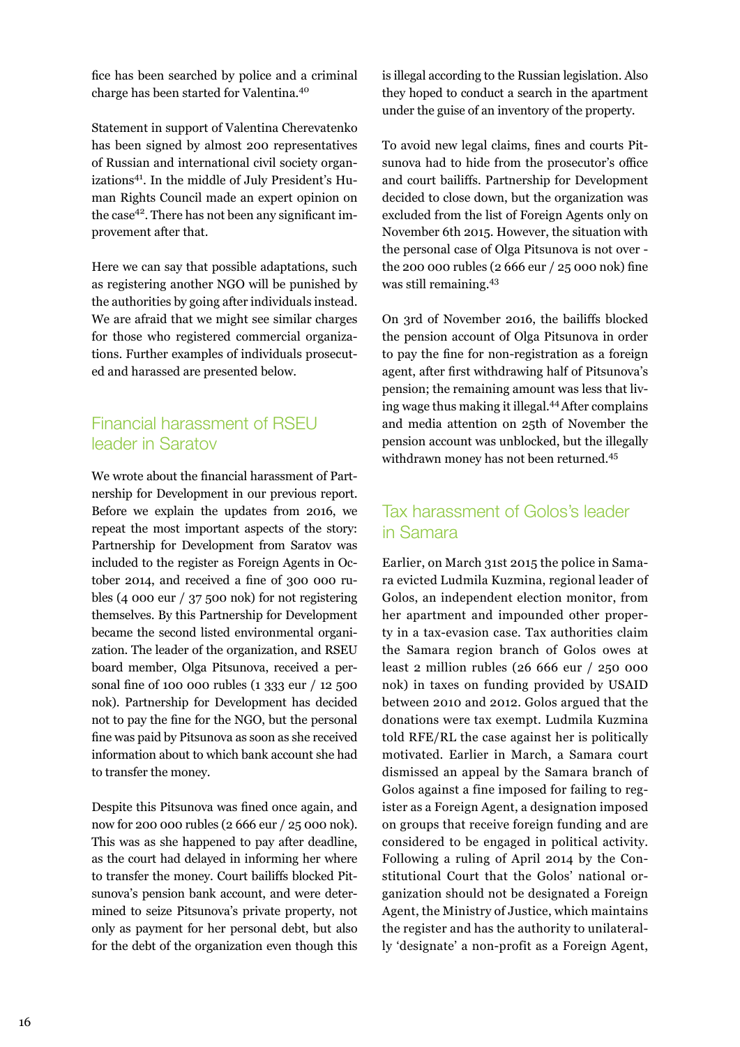fice has been searched by police and a criminal charge has been started for Valentina.[40]

Statement in support of Valentina Cherevatenko has been signed by almost 200 representatives of Russian and international civil society organizations[41]. In the middle of July President's Human Rights Council made an expert opinion on the case[42]. There has not been any significant improvement after that.

Here we can say that possible adaptations, such as registering another NGO will be punished by the authorities by going after individuals instead. We are afraid that we might see similar charges for those who registered commercial organizations. Further examples of individuals prosecuted and harassed are presented below.

## Financial harassment of RSEU leader in Saratov

We wrote about the financial harassment of Partnership for Development in our previous report. Before we explain the updates from 2016, we repeat the most important aspects of the story: Partnership for Development from Saratov was included to the register as Foreign Agents in October 2014, and received a fine of 300 000 rubles (4 000 eur / 37 500 nok) for not registering themselves. By this Partnership for Development became the second listed environmental organization. The leader of the organization, and RSEU board member, Olga Pitsunova, received a personal fine of 100 000 rubles (1 333 eur / 12 500 nok). Partnership for Development has decided not to pay the fine for the NGO, but the personal fine was paid by Pitsunova as soon as she received information about to which bank account she had to transfer the money.

Despite this Pitsunova was fined once again, and now for 200 000 rubles (2 666 eur / 25 000 nok). This was as she happened to pay after deadline, as the court had delayed in informing her where to transfer the money. Court bailiffs blocked Pitsunova's pension bank account, and were determined to seize Pitsunova's private property, not only as payment for her personal debt, but also for the debt of the organization even though this is illegal according to the Russian legislation. Also they hoped to conduct a search in the apartment under the guise of an inventory of the property.

To avoid new legal claims, fines and courts Pitsunova had to hide from the prosecutor's office and court bailiffs. Partnership for Development decided to close down, but the organization was excluded from the list of Foreign Agents only on November 6th 2015. However, the situation with the personal case of Olga Pitsunova is not over - the 200 000 rubles (2 666 eur / 25 000 nok) fine was still remaining.[43]

On 3rd of November 2016, the bailiffs blocked the pension account of Olga Pitsunova in order to pay the fine for non-registration as a foreign agent, after first withdrawing half of Pitsunova's pension; the remaining amount was less that living wage thus making it illegal.[44] After complains and media attention on 25th of November the pension account was unblocked, but the illegally withdrawn money has not been returned.[45]

## Tax harassment of Golos's leader in Samara

Earlier, on March 31st 2015 the police in Samara evicted Ludmila Kuzmina, regional leader of Golos, an independent election monitor, from her apartment and impounded other property in a tax-evasion case. Tax authorities claim the Samara region branch of Golos owes at least 2 million rubles (26 666 eur / 250 000 nok) in taxes on funding provided by USAID between 2010 and 2012. Golos argued that the donations were tax exempt. Ludmila Kuzmina told RFE/RL the case against her is politically motivated. Earlier in March, a Samara court dismissed an appeal by the Samara branch of Golos against a fine imposed for failing to register as a Foreign Agent, a designation imposed on groups that receive foreign funding and are considered to be engaged in political activity. Following a ruling of April 2014 by the Constitutional Court that the Golos' national organization should not be designated a Foreign Agent, the Ministry of Justice, which maintains the register and has the authority to unilaterally 'designate' a non-profit as a Foreign Agent,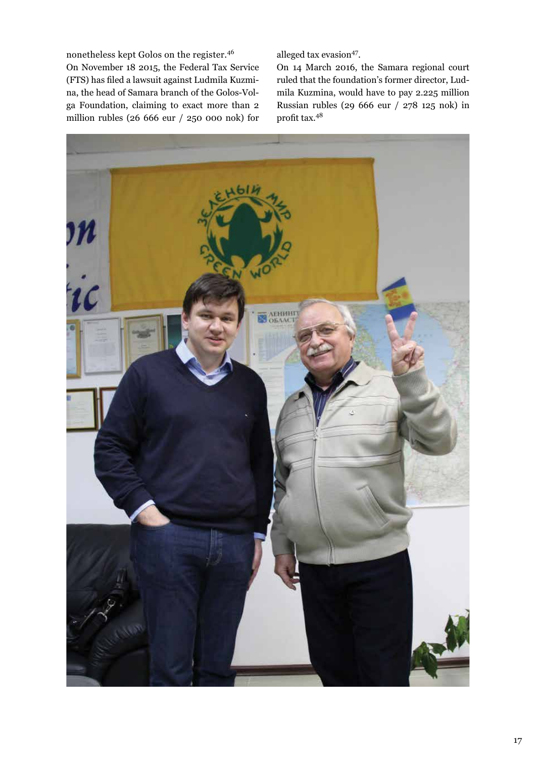nonetheless kept Golos on the register.[46]

On November 18 2015, the Federal Tax Service (FTS) has filed a lawsuit against Ludmila Kuzmina, the head of Samara branch of the Golos-Volga Foundation, claiming to exact more than 2 million rubles (26 666 eur / 250 000 nok) for alleged tax evasion[47].

On 14 March 2016, the Samara regional court ruled that the foundation's former director, Ludmila Kuzmina, would have to pay 2.225 million Russian rubles (29 666 eur / 278 125 nok) in profit tax.[48]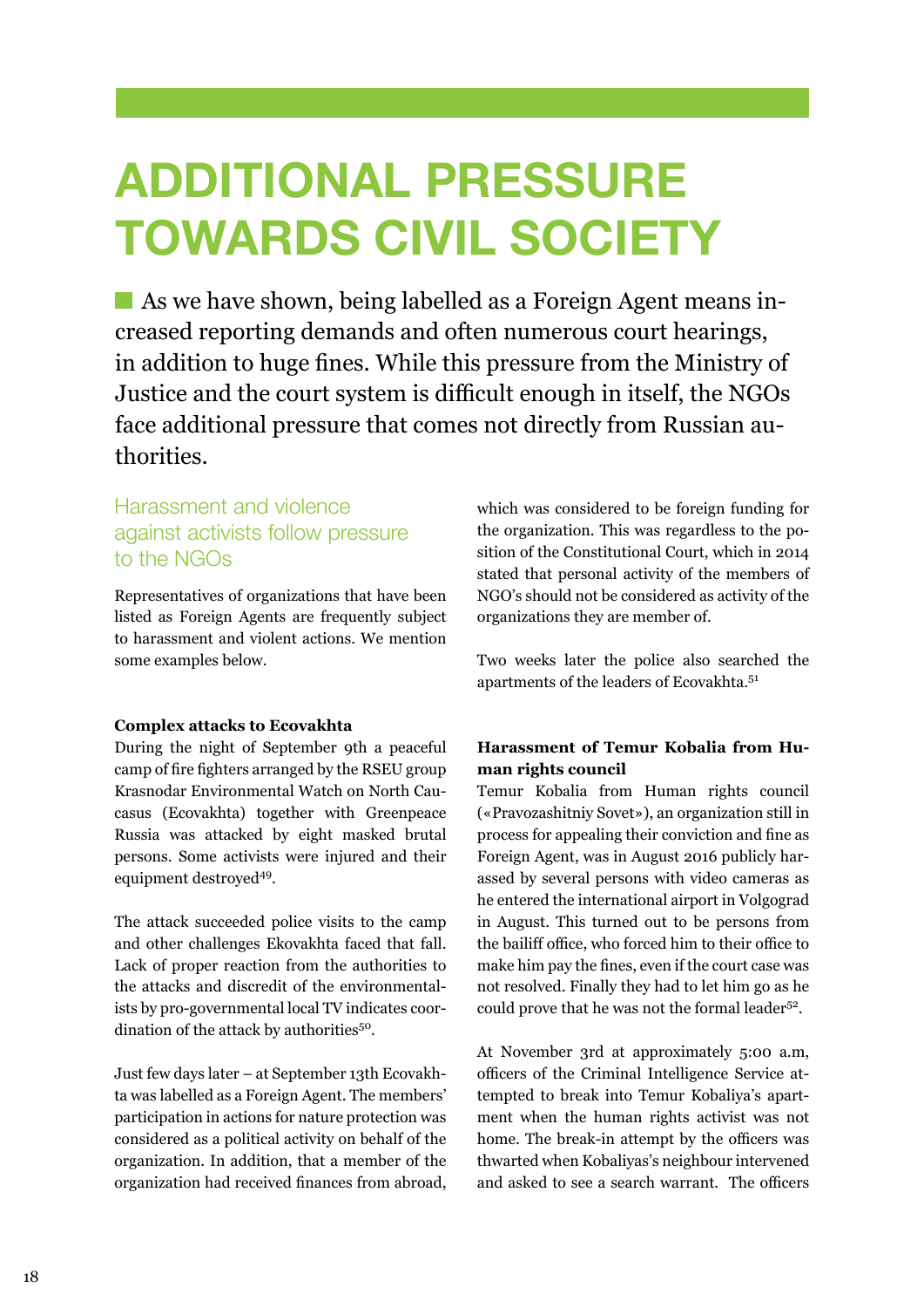# ADDITIONAL PRESSURE TOWARDS CIVIL SOCIETY

As we have shown, being labelled as a Foreign Agent means increased reporting demands and often numerous court hearings, in addition to huge fines. While this pressure from the Ministry of Justice and the court system is difficult enough in itself, the NGOs face additional pressure that comes not directly from Russian authorities.

## Harassment and violence against activists follow pressure to the NGOs

Representatives of organizations that have been listed as Foreign Agents are frequently subject to harassment and violent actions. We mention some examples below.

**Complex attacks to Ecovakhta**

During the night of September 9th a peaceful camp of fire fighters arranged by the RSEU group Krasnodar Environmental Watch on North Caucasus (Ecovakhta) together with Greenpeace Russia was attacked by eight masked brutal persons. Some activists were injured and their equipment destroyed[49].

The attack succeeded police visits to the camp and other challenges Ekovakhta faced that fall. Lack of proper reaction from the authorities to the attacks and discredit of the environmentalists by pro-governmental local TV indicates coordination of the attack by authorities[50].

Just few days later – at September 13th Ecovakhta was labelled as a Foreign Agent. The members' participation in actions for nature protection was considered as a political activity on behalf of the organization. In addition, that a member of the organization had received finances from abroad, which was considered to be foreign funding for the organization. This was regardless to the position of the Constitutional Court, which in 2014 stated that personal activity of the members of NGO's should not be considered as activity of the organizations they are member of.

Two weeks later the police also searched the apartments of the leaders of Ecovakhta.[51]

**Harassment of Temur Kobalia from Human rights council**

Temur Kobalia from Human rights council («Pravozashitniy Sovet»), an organization still in process for appealing their conviction and fine as Foreign Agent, was in August 2016 publicly harassed by several persons with video cameras as he entered the international airport in Volgograd in August. This turned out to be persons from the bailiff office, who forced him to their office to make him pay the fines, even if the court case was not resolved. Finally they had to let him go as he could prove that he was not the formal leader[52].

At November 3rd at approximately 5:00 a.m, officers of the Criminal Intelligence Service attempted to break into Temur Kobaliya's apartment when the human rights activist was not home. The break-in attempt by the officers was thwarted when Kobaliyas's neighbour intervened and asked to see a search warrant. The officers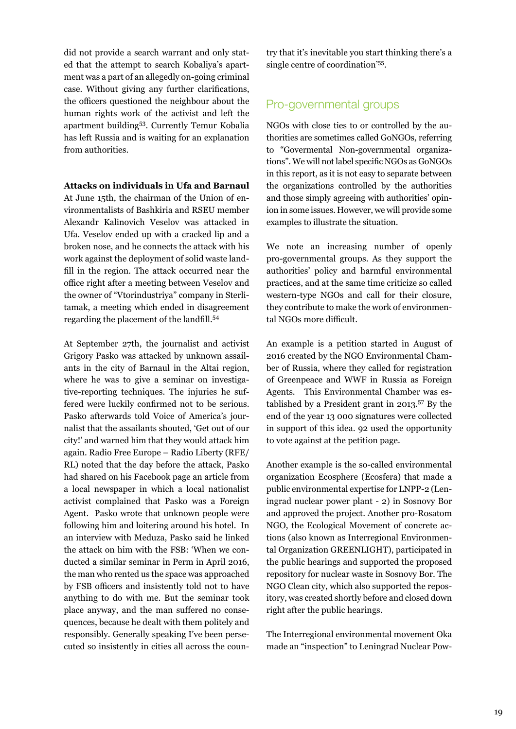did not provide a search warrant and only stated that the attempt to search Kobaliya's apartment was a part of an allegedly on-going criminal case. Without giving any further clarifications, the officers questioned the neighbour about the human rights work of the activist and left the apartment building[53]. Currently Temur Kobalia has left Russia and is waiting for an explanation from authorities.

**Attacks on individuals in Ufa and Barnaul**

At June 15th, the chairman of the Union of environmentalists of Bashkiria and RSEU member Alexandr Kalinovich Veselov was attacked in Ufa. Veselov ended up with a cracked lip and a broken nose, and he connects the attack with his work against the deployment of solid waste landfill in the region. The attack occurred near the office right after a meeting between Veselov and the owner of "Vtorindustriya" company in Sterlitamak, a meeting which ended in disagreement regarding the placement of the landfill.[54]

At September 27th, the journalist and activist Grigory Pasko was attacked by unknown assailants in the city of Barnaul in the Altai region, where he was to give a seminar on investigative-reporting techniques. The injuries he suffered were luckily confirmed not to be serious. Pasko afterwards told Voice of America's journalist that the assailants shouted, 'Get out of our city!' and warned him that they would attack him again. Radio Free Europe – Radio Liberty (RFE/RL) noted that the day before the attack, Pasko had shared on his Facebook page an article from a local newspaper in which a local nationalist activist complained that Pasko was a Foreign Agent. Pasko wrote that unknown people were following him and loitering around his hotel. In an interview with Meduza, Pasko said he linked the attack on him with the FSB: 'When we conducted a similar seminar in Perm in April 2016, the man who rented us the space was approached by FSB officers and insistently told not to have anything to do with me. But the seminar took place anyway, and the man suffered no consequences, because he dealt with them politely and responsibly. Generally speaking I've been persecuted so insistently in cities all across the country that it's inevitable you start thinking there's a single centre of coordination'[55].

## Pro-governmental groups

NGOs with close ties to or controlled by the authorities are sometimes called GoNGOs, referring to "Govermental Non-governmental organizations". We will not label specific NGOs as GoNGOs in this report, as it is not easy to separate between the organizations controlled by the authorities and those simply agreeing with authorities' opinion in some issues. However, we will provide some examples to illustrate the situation.

We note an increasing number of openly pro-governmental groups. As they support the authorities' policy and harmful environmental practices, and at the same time criticize so called western-type NGOs and call for their closure, they contribute to make the work of environmental NGOs more difficult.

An example is a petition started in August of 2016 created by the NGO Environmental Chamber of Russia, where they called for registration of Greenpeace and WWF in Russia as Foreign Agents. This Environmental Chamber was established by a President grant in 2013.[57] By the end of the year 13 000 signatures were collected in support of this idea. 92 used the opportunity to vote against at the petition page.

Another example is the so-called environmental organization Ecosphere (Ecosfera) that made a public environmental expertise for LNPP-2 (Leningrad nuclear power plant - 2) in Sosnovy Bor and approved the project. Another pro-Rosatom NGO, the Ecological Movement of concrete actions (also known as Interregional Environmental Organization GREENLIGHT), participated in the public hearings and supported the proposed repository for nuclear waste in Sosnovy Bor. The NGO Clean city, which also supported the repository, was created shortly before and closed down right after the public hearings.

The Interregional environmental movement Oka made an "inspection" to Leningrad Nuclear Pow-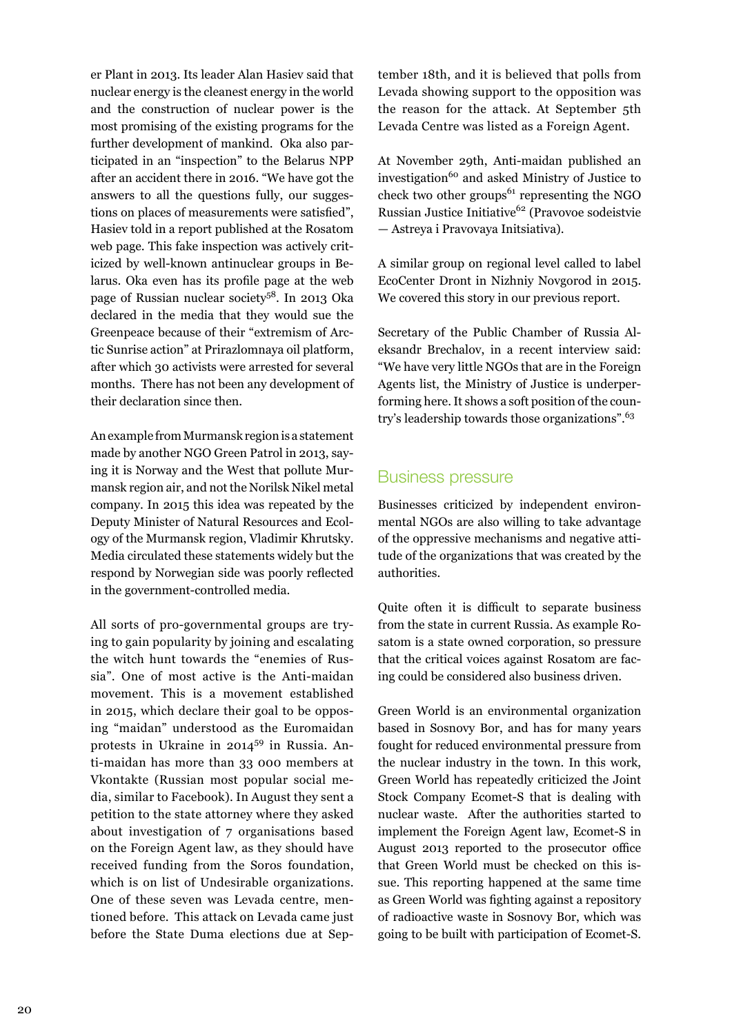er Plant in 2013. Its leader Alan Hasiev said that nuclear energy is the cleanest energy in the world and the construction of nuclear power is the most promising of the existing programs for the further development of mankind. Oka also participated in an "inspection" to the Belarus NPP after an accident there in 2016. "We have got the answers to all the questions fully, our suggestions on places of measurements were satisfied", Hasiev told in a report published at the Rosatom web page. This fake inspection was actively criticized by well-known antinuclear groups in Belarus. Oka even has its profile page at the web page of Russian nuclear society[58]. In 2013 Oka declared in the media that they would sue the Greenpeace because of their "extremism of Arctic Sunrise action" at Prirazlomnaya oil platform, after which 30 activists were arrested for several months. There has not been any development of their declaration since then.

An example from Murmansk region is a statement made by another NGO Green Patrol in 2013, saying it is Norway and the West that pollute Murmansk region air, and not the Norilsk Nikel metal company. In 2015 this idea was repeated by the Deputy Minister of Natural Resources and Ecology of the Murmansk region, Vladimir Khrutsky. Media circulated these statements widely but the respond by Norwegian side was poorly reflected in the government-controlled media.

All sorts of pro-governmental groups are trying to gain popularity by joining and escalating the witch hunt towards the "enemies of Russia". One of most active is the Anti-maidan movement. This is a movement established in 2015, which declare their goal to be opposing "maidan" understood as the Euromaidan protests in Ukraine in 2014[59] in Russia. Anti-maidan has more than 33 000 members at Vkontakte (Russian most popular social media, similar to Facebook). In August they sent a petition to the state attorney where they asked about investigation of 7 organisations based on the Foreign Agent law, as they should have received funding from the Soros foundation, which is on list of Undesirable organizations. One of these seven was Levada centre, mentioned before. This attack on Levada came just before the State Duma elections due at September 18th, and it is believed that polls from Levada showing support to the opposition was the reason for the attack. At September 5th Levada Centre was listed as a Foreign Agent.

At November 29th, Anti-maidan published an investigation[60] and asked Ministry of Justice to check two other groups[61] representing the NGO Russian Justice Initiative[62] (Pravovoe sodeistvie — Astreya i Pravovaya Initsiativa).

A similar group on regional level called to label EcoCenter Dront in Nizhniy Novgorod in 2015. We covered this story in our previous report.

Secretary of the Public Chamber of Russia Aleksandr Brechalov, in a recent interview said: "We have very little NGOs that are in the Foreign Agents list, the Ministry of Justice is underperforming here. It shows a soft position of the country's leadership towards those organizations".[63]

## Business pressure

Businesses criticized by independent environmental NGOs are also willing to take advantage of the oppressive mechanisms and negative attitude of the organizations that was created by the authorities.

Quite often it is difficult to separate business from the state in current Russia. As example Rosatom is a state owned corporation, so pressure that the critical voices against Rosatom are facing could be considered also business driven.

Green World is an environmental organization based in Sosnovy Bor, and has for many years fought for reduced environmental pressure from the nuclear industry in the town. In this work, Green World has repeatedly criticized the Joint Stock Company Ecomet-S that is dealing with nuclear waste. After the authorities started to implement the Foreign Agent law, Ecomet-S in August 2013 reported to the prosecutor office that Green World must be checked on this issue. This reporting happened at the same time as Green World was fighting against a repository of radioactive waste in Sosnovy Bor, which was going to be built with participation of Ecomet-S.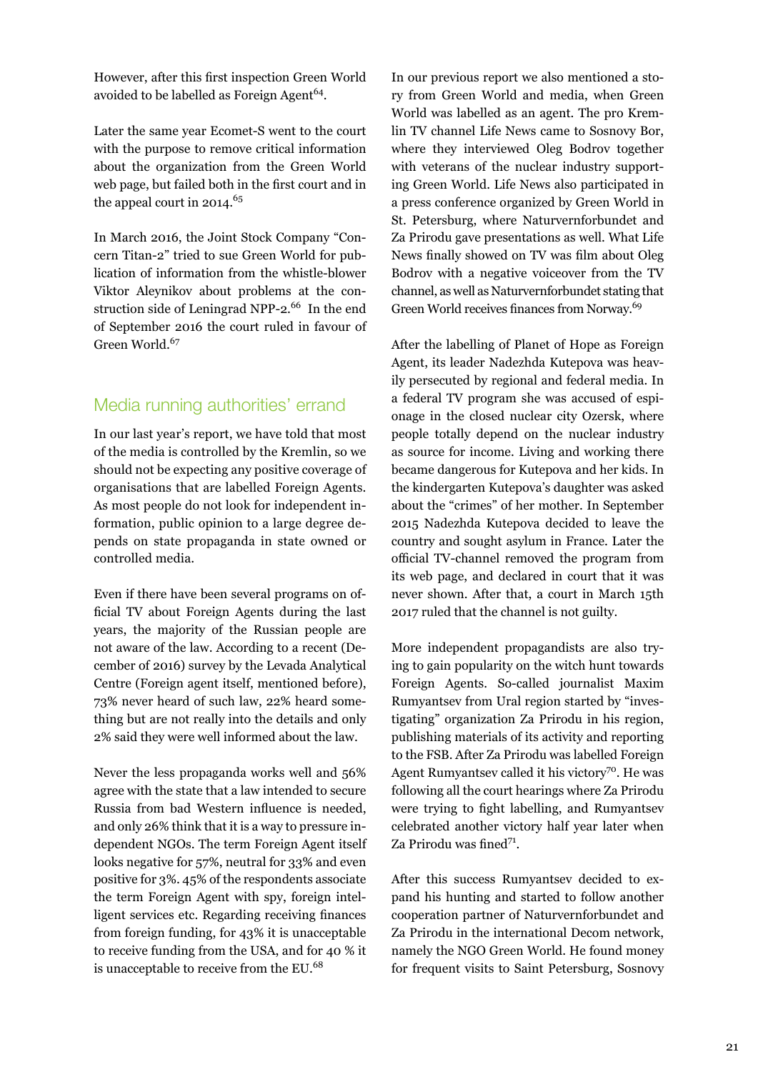However, after this first inspection Green World avoided to be labelled as Foreign Agent[64].

Later the same year Ecomet-S went to the court with the purpose to remove critical information about the organization from the Green World web page, but failed both in the first court and in the appeal court in 2014.[65]

In March 2016, the Joint Stock Company "Concern Titan-2" tried to sue Green World for publication of information from the whistle-blower Viktor Aleynikov about problems at the construction side of Leningrad NPP-2.[66] In the end of September 2016 the court ruled in favour of Green World.[67]

## Media running authorities' errand

In our last year's report, we have told that most of the media is controlled by the Kremlin, so we should not be expecting any positive coverage of organisations that are labelled Foreign Agents. As most people do not look for independent information, public opinion to a large degree depends on state propaganda in state owned or controlled media.

Even if there have been several programs on official TV about Foreign Agents during the last years, the majority of the Russian people are not aware of the law. According to a recent (December of 2016) survey by the Levada Analytical Centre (Foreign agent itself, mentioned before), 73% never heard of such law, 22% heard something but are not really into the details and only 2% said they were well informed about the law.

Never the less propaganda works well and 56% agree with the state that a law intended to secure Russia from bad Western influence is needed, and only 26% think that it is a way to pressure independent NGOs. The term Foreign Agent itself looks negative for 57%, neutral for 33% and even positive for 3%. 45% of the respondents associate the term Foreign Agent with spy, foreign intelligent services etc. Regarding receiving finances from foreign funding, for 43% it is unacceptable to receive funding from the USA, and for 40 % it is unacceptable to receive from the EU.[68]

In our previous report we also mentioned a story from Green World and media, when Green World was labelled as an agent. The pro Kremlin TV channel Life News came to Sosnovy Bor, where they interviewed Oleg Bodrov together with veterans of the nuclear industry supporting Green World. Life News also participated in a press conference organized by Green World in St. Petersburg, where Naturvernforbundet and Za Prirodu gave presentations as well. What Life News finally showed on TV was film about Oleg Bodrov with a negative voiceover from the TV channel, as well as Naturvernforbundet stating that Green World receives finances from Norway.[69]

After the labelling of Planet of Hope as Foreign Agent, its leader Nadezhda Kutepova was heavily persecuted by regional and federal media. In a federal TV program she was accused of espionage in the closed nuclear city Ozersk, where people totally depend on the nuclear industry as source for income. Living and working there became dangerous for Kutepova and her kids. In the kindergarten Kutepova's daughter was asked about the "crimes" of her mother. In September 2015 Nadezhda Kutepova decided to leave the country and sought asylum in France. Later the official TV-channel removed the program from its web page, and declared in court that it was never shown. After that, a court in March 15th 2017 ruled that the channel is not guilty.

More independent propagandists are also trying to gain popularity on the witch hunt towards Foreign Agents. So-called journalist Maxim Rumyantsev from Ural region started by "investigating" organization Za Prirodu in his region, publishing materials of its activity and reporting to the FSB. After Za Prirodu was labelled Foreign Agent Rumyantsev called it his victory[70]. He was following all the court hearings where Za Prirodu were trying to fight labelling, and Rumyantsev celebrated another victory half year later when Za Prirodu was fined[71].

After this success Rumyantsev decided to expand his hunting and started to follow another cooperation partner of Naturvernforbundet and Za Prirodu in the international Decom network, namely the NGO Green World. He found money for frequent visits to Saint Petersburg, Sosnovy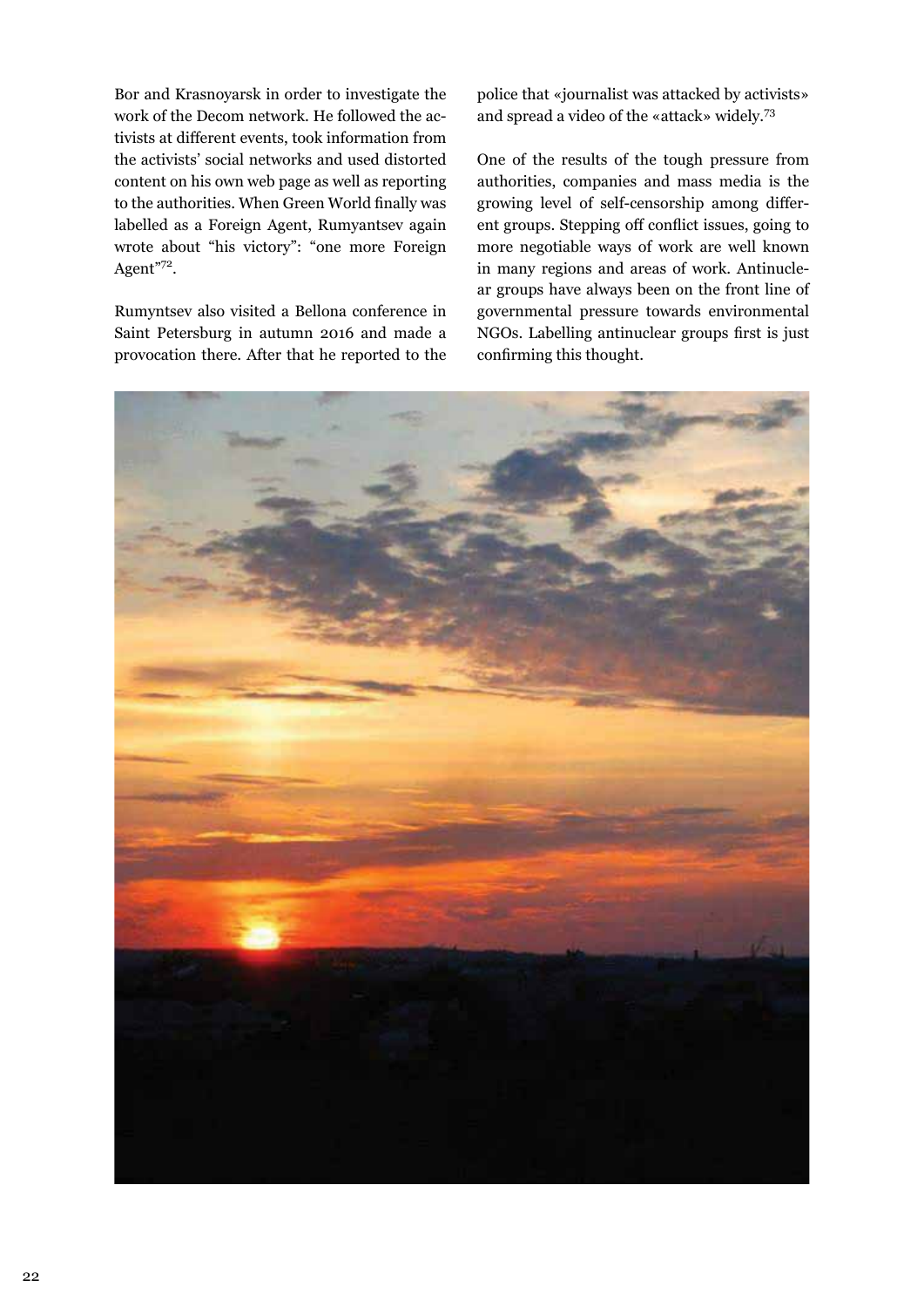Bor and Krasnoyarsk in order to investigate the work of the Decom network. He followed the activists at different events, took information from the activists' social networks and used distorted content on his own web page as well as reporting to the authorities. When Green World finally was labelled as a Foreign Agent, Rumyantsev again wrote about "his victory": "one more Foreign Agent"[72].

Rumyntsev also visited a Bellona conference in Saint Petersburg in autumn 2016 and made a provocation there. After that he reported to the police that «journalist was attacked by activists» and spread a video of the «attack» widely.[73]

One of the results of the tough pressure from authorities, companies and mass media is the growing level of self-censorship among different groups. Stepping off conflict issues, going to more negotiable ways of work are well known in many regions and areas of work. Antinuclear groups have always been on the front line of governmental pressure towards environmental NGOs. Labelling antinuclear groups first is just confirming this thought.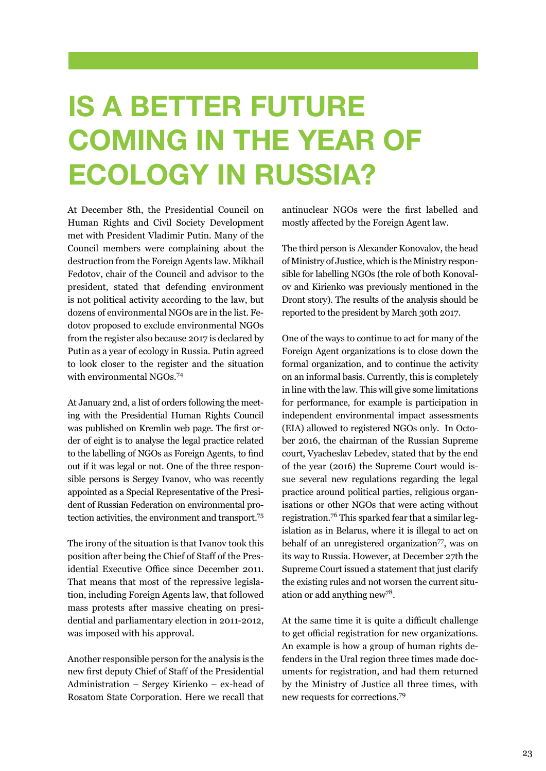# IS A BETTER FUTURE COMING IN THE YEAR OF ECOLOGY IN RUSSIA?

At December 8th, the Presidential Council on Human Rights and Civil Society Development met with President Vladimir Putin. Many of the Council members were complaining about the destruction from the Foreign Agents law. Mikhail Fedotov, chair of the Council and advisor to the president, stated that defending environment is not political activity according to the law, but dozens of environmental NGOs are in the list. Fedotov proposed to exclude environmental NGOs from the register also because 2017 is declared by Putin as a year of ecology in Russia. Putin agreed to look closer to the register and the situation with environmental NGOs.[74]

At January 2nd, a list of orders following the meeting with the Presidential Human Rights Council was published on Kremlin web page. The first order of eight is to analyse the legal practice related to the labelling of NGOs as Foreign Agents, to find out if it was legal or not. One of the three responsible persons is Sergey Ivanov, who was recently appointed as a Special Representative of the President of Russian Federation on environmental protection activities, the environment and transport.[75]

The irony of the situation is that Ivanov took this position after being the Chief of Staff of the Presidential Executive Office since December 2011. That means that most of the repressive legislation, including Foreign Agents law, that followed mass protests after massive cheating on presidential and parliamentary election in 2011-2012, was imposed with his approval.

Another responsible person for the analysis is the new first deputy Chief of Staff of the Presidential Administration – Sergey Kirienko – ex-head of Rosatom State Corporation. Here we recall that antinuclear NGOs were the first labelled and mostly affected by the Foreign Agent law.

The third person is Alexander Konovalov, the head of Ministry of Justice, which is the Ministry responsible for labelling NGOs (the role of both Konovalov and Kirienko was previously mentioned in the Dront story). The results of the analysis should be reported to the president by March 30th 2017.

One of the ways to continue to act for many of the Foreign Agent organizations is to close down the formal organization, and to continue the activity on an informal basis. Currently, this is completely in line with the law. This will give some limitations for performance, for example is participation in independent environmental impact assessments (EIA) allowed to registered NGOs only. In October 2016, the chairman of the Russian Supreme court, Vyacheslav Lebedev, stated that by the end of the year (2016) the Supreme Court would issue several new regulations regarding the legal practice around political parties, religious organisations or other NGOs that were acting without registration.[76] This sparked fear that a similar legislation as in Belarus, where it is illegal to act on behalf of an unregistered organization[77], was on its way to Russia. However, at December 27th the Supreme Court issued a statement that just clarify the existing rules and not worsen the current situation or add anything new[78].

At the same time it is quite a difficult challenge to get official registration for new organizations. An example is how a group of human rights defenders in the Ural region three times made documents for registration, and had them returned by the Ministry of Justice all three times, with new requests for corrections.[79]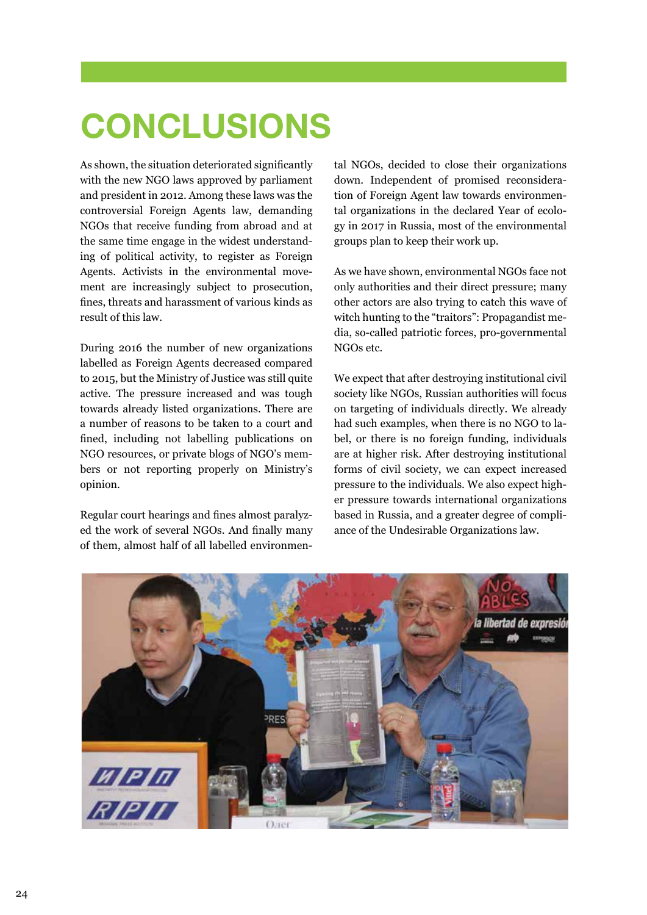# CONCLUSIONS

As shown, the situation deteriorated significantly with the new NGO laws approved by parliament and president in 2012. Among these laws was the controversial Foreign Agents law, demanding NGOs that receive funding from abroad and at the same time engage in the widest understanding of political activity, to register as Foreign Agents. Activists in the environmental movement are increasingly subject to prosecution, fines, threats and harassment of various kinds as result of this law.

During 2016 the number of new organizations labelled as Foreign Agents decreased compared to 2015, but the Ministry of Justice was still quite active. The pressure increased and was tough towards already listed organizations. There are a number of reasons to be taken to a court and fined, including not labelling publications on NGO resources, or private blogs of NGO's members or not reporting properly on Ministry's opinion.

Regular court hearings and fines almost paralyzed the work of several NGOs. And finally many of them, almost half of all labelled environmental NGOs, decided to close their organizations down. Independent of promised reconsideration of Foreign Agent law towards environmental organizations in the declared Year of ecology in 2017 in Russia, most of the environmental groups plan to keep their work up.

As we have shown, environmental NGOs face not only authorities and their direct pressure; many other actors are also trying to catch this wave of witch hunting to the "traitors": Propagandist media, so-called patriotic forces, pro-governmental NGOs etc.

We expect that after destroying institutional civil society like NGOs, Russian authorities will focus on targeting of individuals directly. We already had such examples, when there is no NGO to label, or there is no foreign funding, individuals are at higher risk. After destroying institutional forms of civil society, we can expect increased pressure to the individuals. We also expect higher pressure towards international organizations based in Russia, and a greater degree of compliance of the Undesirable Organizations law.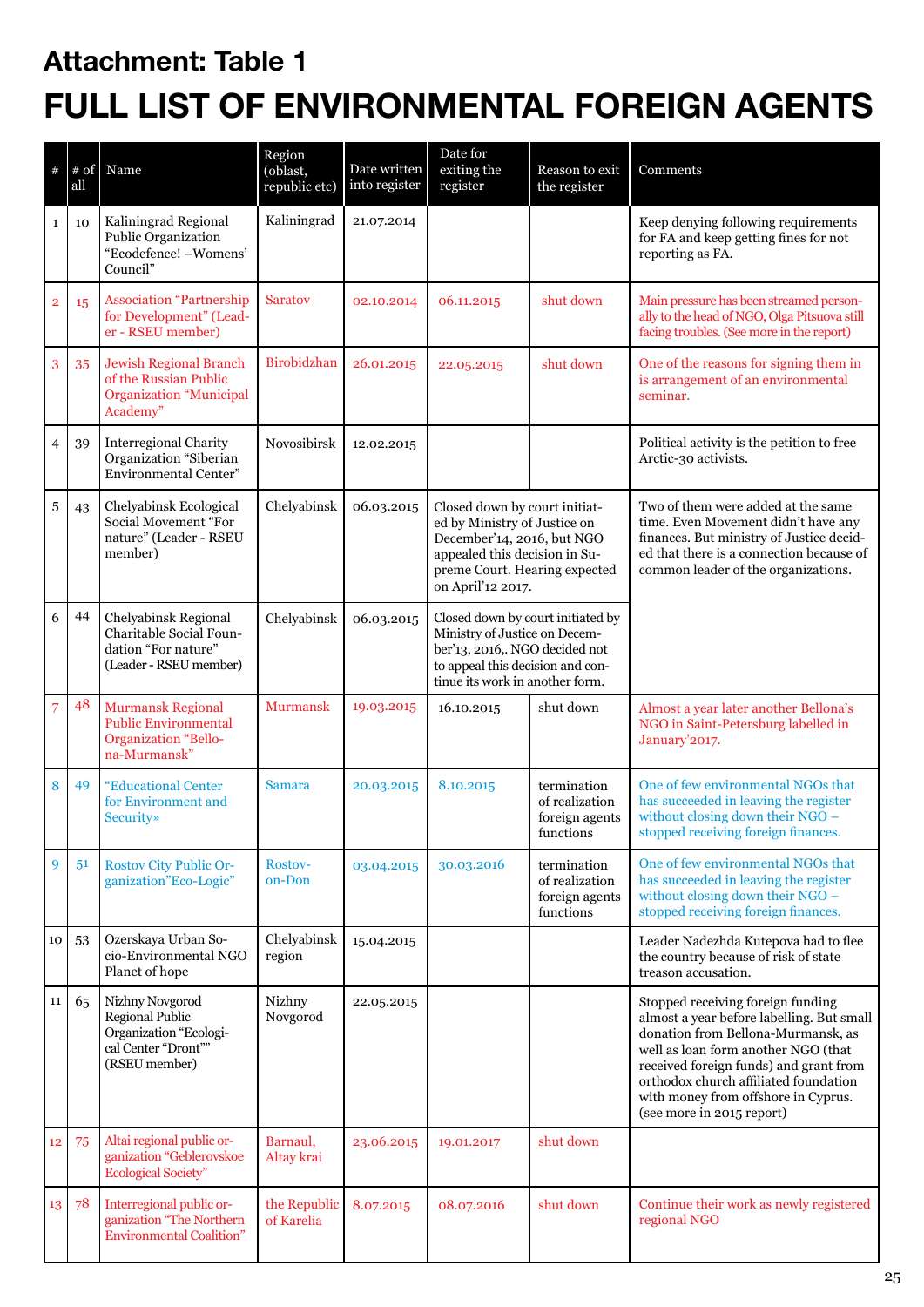## Attachment: Table 1

# FULL LIST OF ENVIRONMENTAL FOREIGN AGENTS

| # | # of all | Name | Region (oblast, republic etc) | Date written into register | Date for exiting the register | Reason to exit the register | Comments |
|---|---|---|---|---|---|---|---|
| 1 | 10 | Kaliningrad Regional Public Organization "Ecodefence! –Womens' Council" | Kaliningrad | 21.07.2014 | | | Keep denying following requirements for FA and keep getting fines for not reporting as FA. |
| 2 | 15 | Association "Partnership for Development" (Leader - RSEU member) | Saratov | 02.10.2014 | 06.11.2015 | shut down | Main pressure has been streamed personally to the head of NGO, Olga Pitsuova still facing troubles. (See more in the report) |
| 3 | 35 | Jewish Regional Branch of the Russian Public Organization "Municipal Academy" | Birobidzhan | 26.01.2015 | 22.05.2015 | shut down | One of the reasons for signing them in is arrangement of an environmental seminar. |
| 4 | 39 | Interregional Charity Organization "Siberian Environmental Center" | Novosibirsk | 12.02.2015 | | | Political activity is the petition to free Arctic-30 activists. |
| 5 | 43 | Chelyabinsk Ecological Social Movement "For nature" (Leader - RSEU member) | Chelyabinsk | 06.03.2015 | Closed down by court initiated by Ministry of Justice on December'14, 2016, but NGO appealed this decision in Supreme Court. Hearing expected on April'12 2017. | | Two of them were added at the same time. Even Movement didn't have any finances. But ministry of Justice decided that there is a connection because of common leader of the organizations. |
| 6 | 44 | Chelyabinsk Regional Charitable Social Foundation "For nature" (Leader - RSEU member) | Chelyabinsk | 06.03.2015 | Closed down by court initiated by Ministry of Justice on December'13, 2016,. NGO decided not to appeal this decision and continue its work in another form. | | |
| 7 | 48 | Murmansk Regional Public Environmental Organization "Bellona-Murmansk" | Murmansk | 19.03.2015 | 16.10.2015 | shut down | Almost a year later another Bellona's NGO in Saint-Petersburg labelled in January'2017. |
| 8 | 49 | "Educational Center for Environment and Security» | Samara | 20.03.2015 | 8.10.2015 | termination of realization foreign agents functions | One of few environmental NGOs that has succeeded in leaving the register without closing down their NGO – stopped receiving foreign finances. |
| 9 | 51 | Rostov City Public Organization"Eco-Logic" | Rostov-on-Don | 03.04.2015 | 30.03.2016 | termination of realization foreign agents functions | One of few environmental NGOs that has succeeded in leaving the register without closing down their NGO – stopped receiving foreign finances. |
| 10 | 53 | Ozerskaya Urban Socio-Environmental NGO Planet of hope | Chelyabinsk region | 15.04.2015 | | | Leader Nadezhda Kutepova had to flee the country because of risk of state treason accusation. |
| 11 | 65 | Nizhny Novgorod Regional Public Organization "Ecological Center "Dront"" (RSEU member) | Nizhny Novgorod | 22.05.2015 | | | Stopped receiving foreign funding almost a year before labelling. But small donation from Bellona-Murmansk, as well as loan form another NGO (that received foreign funds) and grant from orthodox church affiliated foundation with money from offshore in Cyprus. (see more in 2015 report) |
| 12 | 75 | Altai regional public organization "Geblerovskoe Ecological Society" | Barnaul, Altay krai | 23.06.2015 | 19.01.2017 | shut down | |
| 13 | 78 | Interregional public organization "The Northern Environmental Coalition" | the Republic of Karelia | 8.07.2015 | 08.07.2016 | shut down | Continue their work as newly registered regional NGO |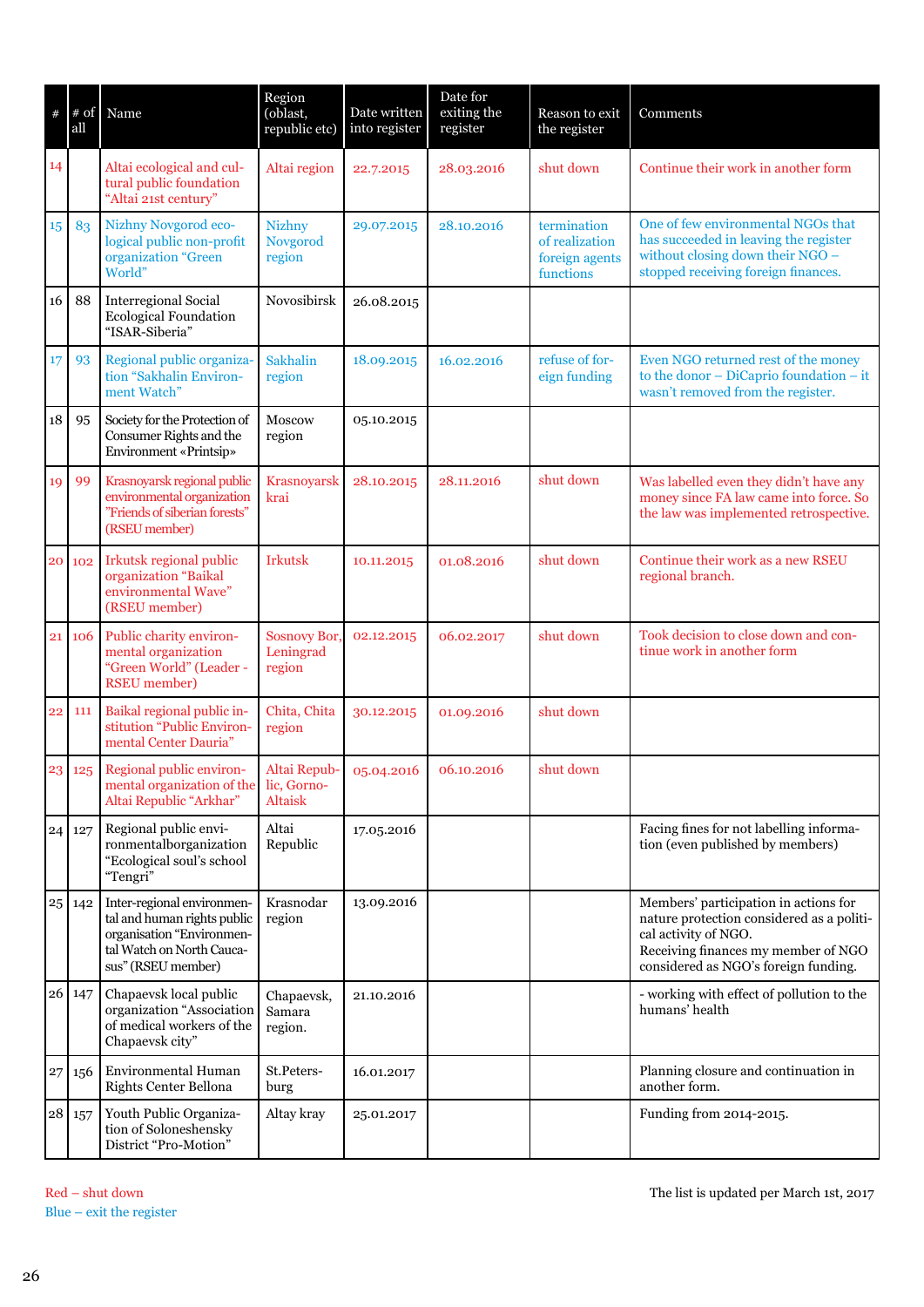| # | # of all | Name | Region (oblast, republic etc) | Date written into register | Date for exiting the register | Reason to exit the register | Comments |
|---|---|---|---|---|---|---|---|
| 14 | | Altai ecological and cultural public foundation "Altai 21st century" | Altai region | 22.7.2015 | 28.03.2016 | shut down | Continue their work in another form |
| 15 | 83 | Nizhny Novgorod ecological public non-profit organization "Green World" | Nizhny Novgorod region | 29.07.2015 | 28.10.2016 | termination of realization foreign agents functions | One of few environmental NGOs that has succeeded in leaving the register without closing down their NGO – stopped receiving foreign finances. |
| 16 | 88 | Interregional Social Ecological Foundation "ISAR-Siberia" | Novosibirsk | 26.08.2015 | | | |
| 17 | 93 | Regional public organization "Sakhalin Environment Watch" | Sakhalin region | 18.09.2015 | 16.02.2016 | refuse of foreign funding | Even NGO returned rest of the money to the donor – DiCaprio foundation – it wasn't removed from the register. |
| 18 | 95 | Society for the Protection of Consumer Rights and the Environment «Printsip» | Moscow region | 05.10.2015 | | | |
| 19 | 99 | Krasnoyarsk regional public environmental organization "Friends of siberian forests" (RSEU member) | Krasnoyarsk krai | 28.10.2015 | 28.11.2016 | shut down | Was labelled even they didn't have any money since FA law came into force. So the law was implemented retrospective. |
| 20 | 102 | Irkutsk regional public organization "Baikal environmental Wave" (RSEU member) | Irkutsk | 10.11.2015 | 01.08.2016 | shut down | Continue their work as a new RSEU regional branch. |
| 21 | 106 | Public charity environmental organization "Green World" (Leader - RSEU member) | Sosnovy Bor, Leningrad region | 02.12.2015 | 06.02.2017 | shut down | Took decision to close down and continue work in another form |
| 22 | 111 | Baikal regional public institution "Public Environmental Center Dauria" | Chita, Chita region | 30.12.2015 | 01.09.2016 | shut down | |
| 23 | 125 | Regional public environmental organization of the Altai Republic "Arkhar" | Altai Republic, Gorno-Altaisk | 05.04.2016 | 06.10.2016 | shut down | |
| 24 | 127 | Regional public environmentalborganization "Ecological soul's school "Tengri" | Altai Republic | 17.05.2016 | | | Facing fines for not labelling information (even published by members) |
| 25 | 142 | Inter-regional environmental and human rights public organisation "Environmental Watch on North Caucasus" (RSEU member) | Krasnodar region | 13.09.2016 | | | Members' participation in actions for nature protection considered as a political activity of NGO. Receiving finances my member of NGO considered as NGO's foreign funding. |
| 26 | 147 | Chapaevsk local public organization "Association of medical workers of the Chapaevsk city" | Chapaevsk, Samara region. | 21.10.2016 | | | - working with effect of pollution to the humans' health |
| 27 | 156 | Environmental Human Rights Center Bellona | St.Petersburg | 16.01.2017 | | | Planning closure and continuation in another form. |
| 28 | 157 | Youth Public Organization of Soloneshensky District "Pro-Motion" | Altay kray | 25.01.2017 | | | Funding from 2014-2015. |

Red – shut down
Blue – exit the register

The list is updated per March 1st, 2017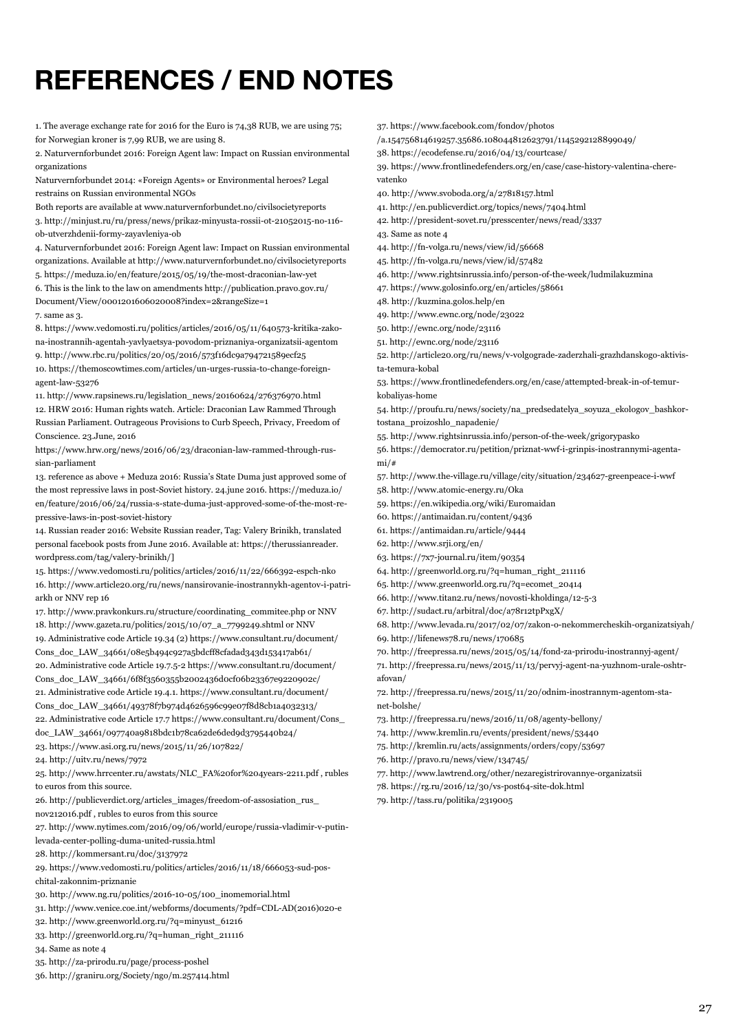# REFERENCES / END NOTES

1. The average exchange rate for 2016 for the Euro is 74,38 RUB, we are using 75; for Norwegian kroner is 7,99 RUB, we are using 8.

2. Naturvernforbundet 2016: Foreign Agent law: Impact on Russian environmental organizations

Naturvernforbundet 2014: «Foreign Agents» or Environmental heroes? Legal restrains on Russian environmental NGOs

Both reports are available at www.naturvernforbundet.no/civilsocietyreports

3. http://minjust.ru/ru/press/news/prikaz-minyusta-rossii-ot-21052015-no-116-ob-utverzhdenii-formy-zayavleniya-ob

4. Naturvernforbundet 2016: Foreign Agent law: Impact on Russian environmental organizations. Available at http://www.naturvernforbundet.no/civilsocietyreports

5. https://meduza.io/en/feature/2015/05/19/the-most-draconian-law-yet

6. This is the link to the law on amendments http://publication.pravo.gov.ru/Document/View/0001201606020008?index=2&rangeSize=1

7. same as 3.

8. https://www.vedomosti.ru/politics/articles/2016/05/11/640573-kritika-zakona-inostrannih-agentah-yavlyaetsya-povodom-priznaniya-organizatsii-agentom

9. http://www.rbc.ru/politics/20/05/2016/573f16dc9a794721589ecf25

10. https://themoscowtimes.com/articles/un-urges-russia-to-change-foreign-agent-law-53276

11. http://www.rapsinews.ru/legislation_news/20160624/276376970.html

12. HRW 2016: Human rights watch. Article: Draconian Law Rammed Through Russian Parliament. Outrageous Provisions to Curb Speech, Privacy, Freedom of Conscience. 23.June, 2016

https://www.hrw.org/news/2016/06/23/draconian-law-rammed-through-russian-parliament

13. reference as above + Meduza 2016: Russia's State Duma just approved some of the most repressive laws in post-Soviet history. 24.june 2016. https://meduza.io/en/feature/2016/06/24/russia-s-state-duma-just-approved-some-of-the-most-repressive-laws-in-post-soviet-history

14. Russian reader 2016: Website Russian reader, Tag: Valery Brinikh, translated personal facebook posts from June 2016. Available at: https://therussianreader.wordpress.com/tag/valery-brinikh/]

15. https://www.vedomosti.ru/politics/articles/2016/11/22/666392-espch-nko

16. http://www.article20.org/ru/news/nansirovanie-inostrannykh-agentov-i-patriarkh or NNV rep 16

17. http://www.pravkonkurs.ru/structure/coordinating_commitee.php or NNV

18. http://www.gazeta.ru/politics/2015/10/07_a_7799249.shtml or NNV

19. Administrative code Article 19.34 (2) https://www.consultant.ru/document/Cons_doc_LAW_34661/08e5b494c927a5bdcff8cfadad343d153417ab61/

20. Administrative code Article 19.7.5-2 https://www.consultant.ru/document/Cons_doc_LAW_34661/6f8f3560355b2002436d0cf06b23367e9220902c/

21. Administrative code Article 19.4.1. https://www.consultant.ru/document/Cons_doc_LAW_34661/49378f7b974d4626596c99e07f8d8cb1a4032313/

22. Administrative code Article 17.7 https://www.consultant.ru/document/Cons_doc_LAW_34661/097740a9818bdc1b78ca62de6ded9d3795440b24/

23. https://www.asi.org.ru/news/2015/11/26/107822/

24. http://uitv.ru/news/7972

25. http://www.hrrcenter.ru/awstats/NLC_FA%20for%204years-2211.pdf , rubles to euros from this source.

26. http://publicverdict.org/articles_images/freedom-of-assosiation_rus_nov212016.pdf , rubles to euros from this source

27. http://www.nytimes.com/2016/09/06/world/europe/russia-vladimir-v-putin-levada-center-polling-duma-united-russia.html

28. http://kommersant.ru/doc/3137972

29. https://www.vedomosti.ru/politics/articles/2016/11/18/666053-sud-poschital-zakonnim-priznanie

30. http://www.ng.ru/politics/2016-10-05/100_inomemorial.html

31. http://www.venice.coe.int/webforms/documents/?pdf=CDL-AD(2016)020-e

32. http://www.greenworld.org.ru/?q=minyust_61216

33. http://greenworld.org.ru/?q=human_right_211116

34. Same as note 4

35. http://za-prirodu.ru/page/process-poshel

36. http://graniru.org/Society/ngo/m.257414.html

37. https://www.facebook.com/fondov/photos/a.154756814619257.35686.108044812623791/1145292128899049/

38. https://ecodefense.ru/2016/04/13/courtcase/

39. https://www.frontlinedefenders.org/en/case/case-history-valentina-cherevatenko

40. http://www.svoboda.org/a/27818157.html

41. http://en.publicverdict.org/topics/news/7404.html

42. http://president-sovet.ru/presscenter/news/read/3337

43. Same as note 4

44. http://fn-volga.ru/news/view/id/56668

45. http://fn-volga.ru/news/view/id/57482

46. http://www.rightsinrussia.info/person-of-the-week/ludmilakuzmina

47. https://www.golosinfo.org/en/articles/58661

48. http://kuzmina.golos.help/en

49. http://www.ewnc.org/node/23022

50. http://ewnc.org/node/23116

51. http://ewnc.org/node/23116

52. http://article20.org/ru/news/v-volgograde-zaderzhali-grazhdanskogo-aktivista-temura-kobal

53. https://www.frontlinedefenders.org/en/case/attempted-break-in-of-temur-kobaliyas-home

54. http://proufu.ru/news/society/na_predsedatelya_soyuza_ekologov_bashkortostana_proizoshlo_napadenie/

55. http://www.rightsinrussia.info/person-of-the-week/grigorypasko

56. https://democrator.ru/petition/priznat-wwf-i-grinpis-inostrannymi-agentami/#

57. http://www.the-village.ru/village/city/situation/234627-greenpeace-i-wwf

58. http://www.atomic-energy.ru/Oka

59. https://en.wikipedia.org/wiki/Euromaidan

60. https://antimaidan.ru/content/9436

61. https://antimaidan.ru/article/9444

62. http://www.srji.org/en/

63. https://7x7-journal.ru/item/90354

64. http://greenworld.org.ru/?q=human_right_211116

65. http://www.greenworld.org.ru/?q=ecomet_20414

66. http://www.titan2.ru/news/novosti-kholdinga/12-5-3

67. http://sudact.ru/arbitral/doc/a78r12tpPxgX/

68. http://www.levada.ru/2017/02/07/zakon-o-nekommercheskih-organizatsiyah/

69. http://lifenews78.ru/news/170685

70. http://freepressa.ru/news/2015/05/14/fond-za-prirodu-inostrannyj-agent/

71. http://freepressa.ru/news/2015/11/13/pervyj-agent-na-yuzhnom-urale-oshtrafovan/

72. http://freepressa.ru/news/2015/11/20/odnim-inostrannym-agentom-stanet-bolshe/

73. http://freepressa.ru/news/2016/11/08/agenty-bellony/

74. http://www.kremlin.ru/events/president/news/53440

75. http://kremlin.ru/acts/assignments/orders/copy/53697

76. http://pravo.ru/news/view/134745/

77. http://www.lawtrend.org/other/nezaregistrirovannye-organizatsii

78. https://rg.ru/2016/12/30/vs-post64-site-dok.html

79. http://tass.ru/politika/2319005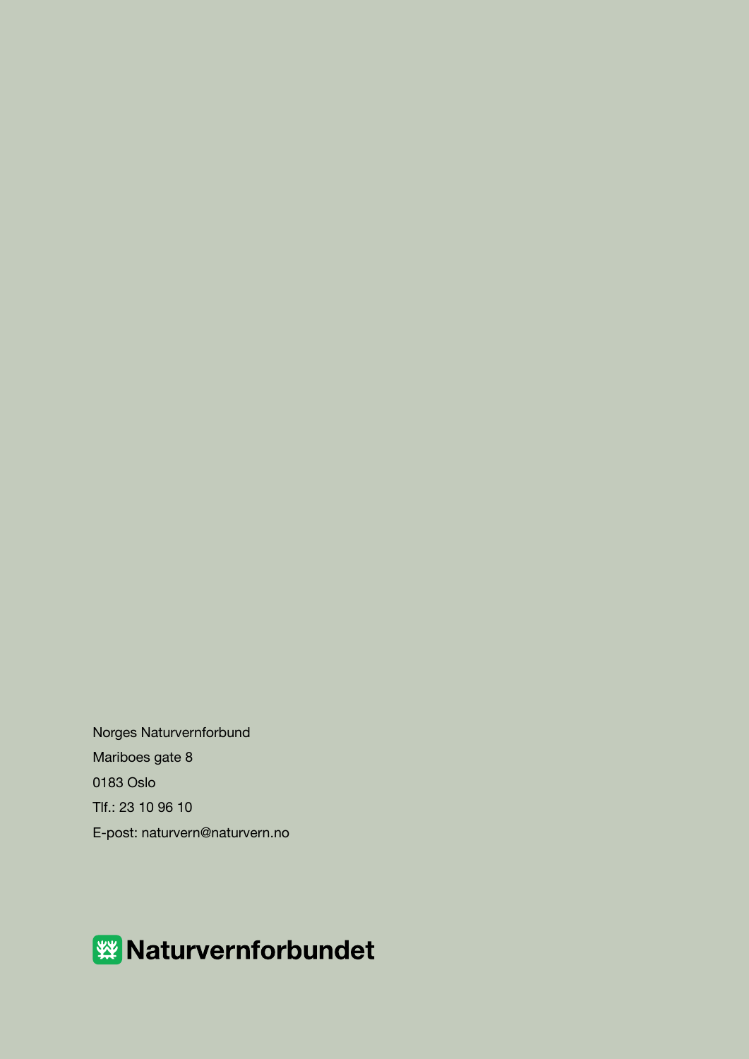Norges Naturvernforbund

Mariboes gate 8

0183 Oslo

Tlf.: 23 10 96 10

E-post: naturvern@naturvern.no

Naturvernforbundet